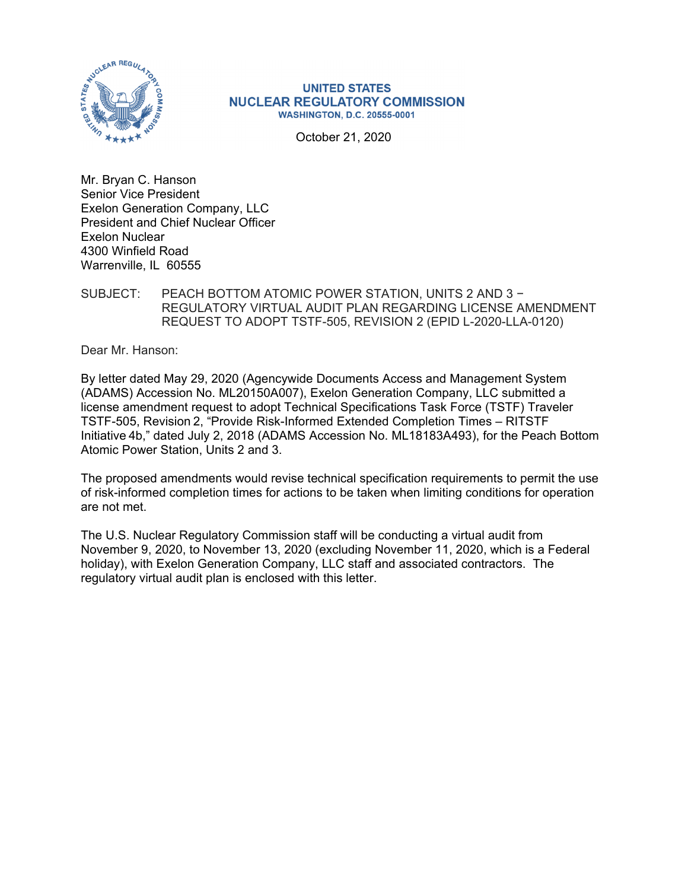**UNITED STATES**
**NUCLEAR REGULATORY COMMISSION**
**WASHINGTON, D.C. 20555-0001**

October 21, 2020

Mr. Bryan C. Hanson
Senior Vice President
Exelon Generation Company, LLC
President and Chief Nuclear Officer
Exelon Nuclear
4300 Winfield Road
Warrenville, IL 60555

SUBJECT: PEACH BOTTOM ATOMIC POWER STATION, UNITS 2 AND 3 − REGULATORY VIRTUAL AUDIT PLAN REGARDING LICENSE AMENDMENT REQUEST TO ADOPT TSTF-505, REVISION 2 (EPID L-2020-LLA-0120)

Dear Mr. Hanson:

By letter dated May 29, 2020 (Agencywide Documents Access and Management System (ADAMS) Accession No. ML20150A007), Exelon Generation Company, LLC submitted a license amendment request to adopt Technical Specifications Task Force (TSTF) Traveler TSTF-505, Revision 2, "Provide Risk-Informed Extended Completion Times – RITSTF Initiative 4b," dated July 2, 2018 (ADAMS Accession No. ML18183A493), for the Peach Bottom Atomic Power Station, Units 2 and 3.

The proposed amendments would revise technical specification requirements to permit the use of risk-informed completion times for actions to be taken when limiting conditions for operation are not met.

The U.S. Nuclear Regulatory Commission staff will be conducting a virtual audit from November 9, 2020, to November 13, 2020 (excluding November 11, 2020, which is a Federal holiday), with Exelon Generation Company, LLC staff and associated contractors. The regulatory virtual audit plan is enclosed with this letter.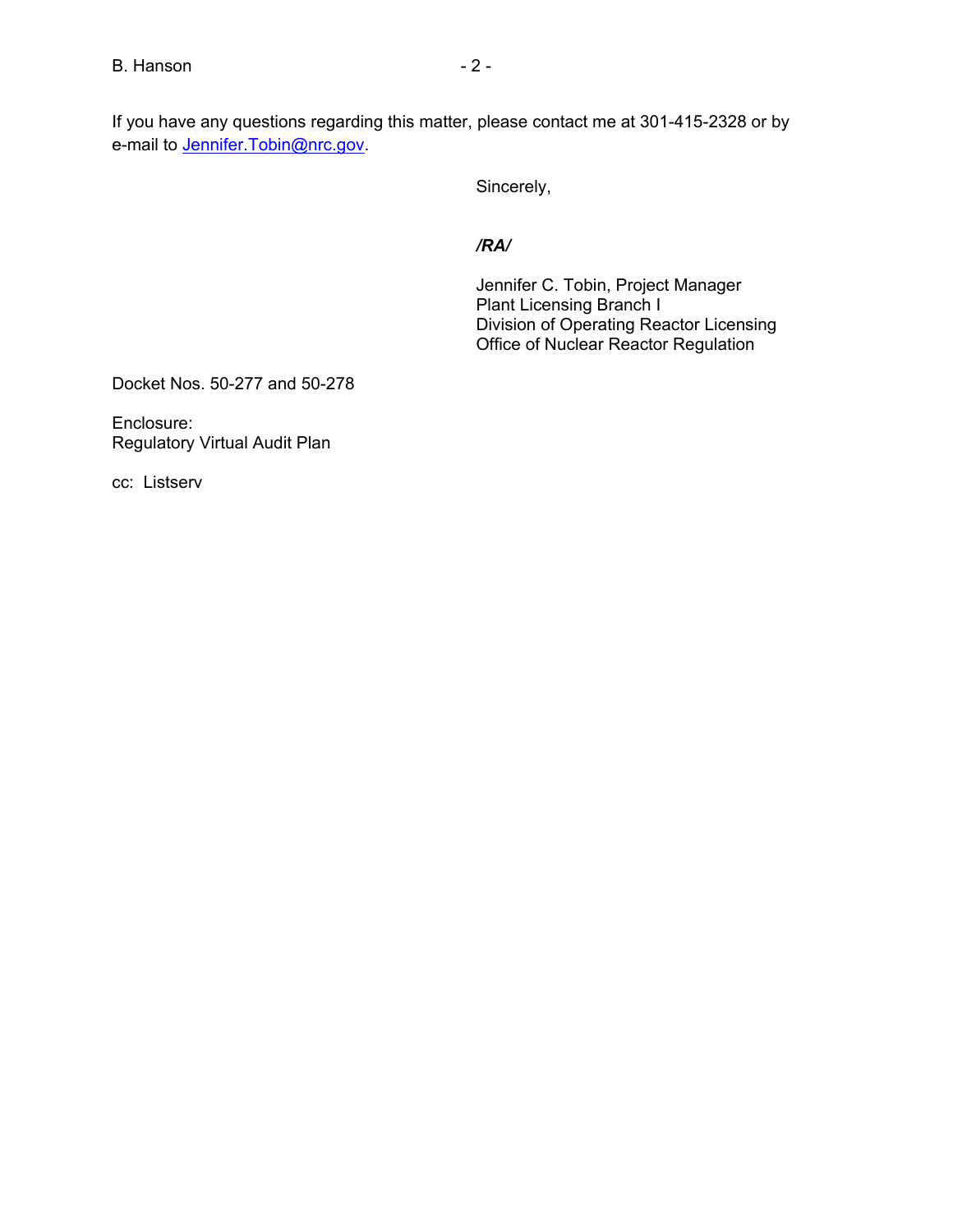If you have any questions regarding this matter, please contact me at 301-415-2328 or by e-mail to Jennifer.Tobin@nrc.gov.

Sincerely,

***/RA/***

Jennifer C. Tobin, Project Manager
Plant Licensing Branch I
Division of Operating Reactor Licensing
Office of Nuclear Reactor Regulation

Docket Nos. 50-277 and 50-278

Enclosure:
Regulatory Virtual Audit Plan

cc: Listserv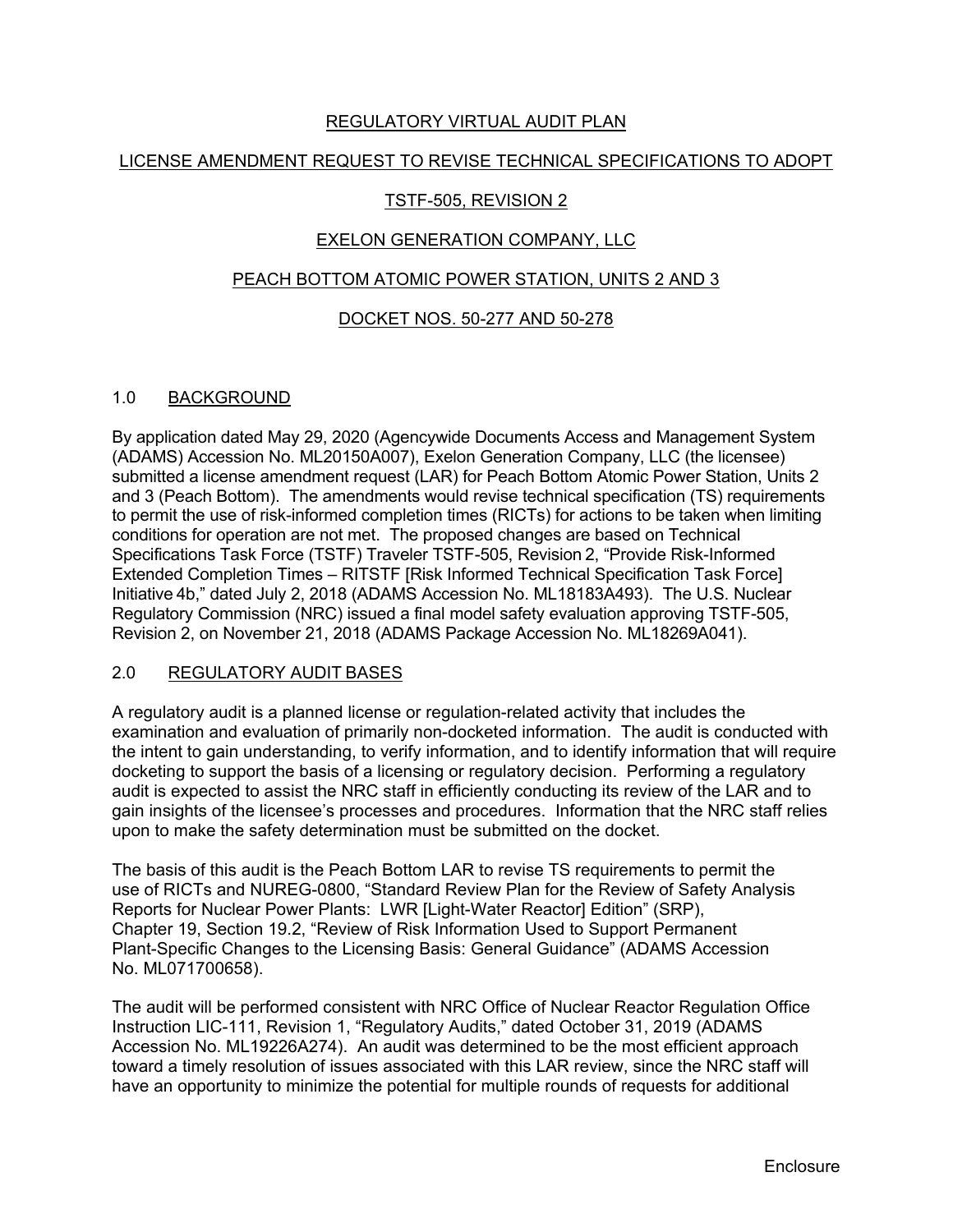# REGULATORY VIRTUAL AUDIT PLAN

## LICENSE AMENDMENT REQUEST TO REVISE TECHNICAL SPECIFICATIONS TO ADOPT

## TSTF-505, REVISION 2

## EXELON GENERATION COMPANY, LLC

## PEACH BOTTOM ATOMIC POWER STATION, UNITS 2 AND 3

## DOCKET NOS. 50-277 AND 50-278

### 1.0 BACKGROUND

By application dated May 29, 2020 (Agencywide Documents Access and Management System (ADAMS) Accession No. ML20150A007), Exelon Generation Company, LLC (the licensee) submitted a license amendment request (LAR) for Peach Bottom Atomic Power Station, Units 2 and 3 (Peach Bottom). The amendments would revise technical specification (TS) requirements to permit the use of risk-informed completion times (RICTs) for actions to be taken when limiting conditions for operation are not met. The proposed changes are based on Technical Specifications Task Force (TSTF) Traveler TSTF-505, Revision 2, "Provide Risk-Informed Extended Completion Times – RITSTF [Risk Informed Technical Specification Task Force] Initiative 4b," dated July 2, 2018 (ADAMS Accession No. ML18183A493). The U.S. Nuclear Regulatory Commission (NRC) issued a final model safety evaluation approving TSTF-505, Revision 2, on November 21, 2018 (ADAMS Package Accession No. ML18269A041).

### 2.0 REGULATORY AUDIT BASES

A regulatory audit is a planned license or regulation-related activity that includes the examination and evaluation of primarily non-docketed information. The audit is conducted with the intent to gain understanding, to verify information, and to identify information that will require docketing to support the basis of a licensing or regulatory decision. Performing a regulatory audit is expected to assist the NRC staff in efficiently conducting its review of the LAR and to gain insights of the licensee's processes and procedures. Information that the NRC staff relies upon to make the safety determination must be submitted on the docket.

The basis of this audit is the Peach Bottom LAR to revise TS requirements to permit the use of RICTs and NUREG-0800, "Standard Review Plan for the Review of Safety Analysis Reports for Nuclear Power Plants: LWR [Light-Water Reactor] Edition" (SRP), Chapter 19, Section 19.2, "Review of Risk Information Used to Support Permanent Plant-Specific Changes to the Licensing Basis: General Guidance" (ADAMS Accession No. ML071700658).

The audit will be performed consistent with NRC Office of Nuclear Reactor Regulation Office Instruction LIC-111, Revision 1, "Regulatory Audits," dated October 31, 2019 (ADAMS Accession No. ML19226A274). An audit was determined to be the most efficient approach toward a timely resolution of issues associated with this LAR review, since the NRC staff will have an opportunity to minimize the potential for multiple rounds of requests for additional

Enclosure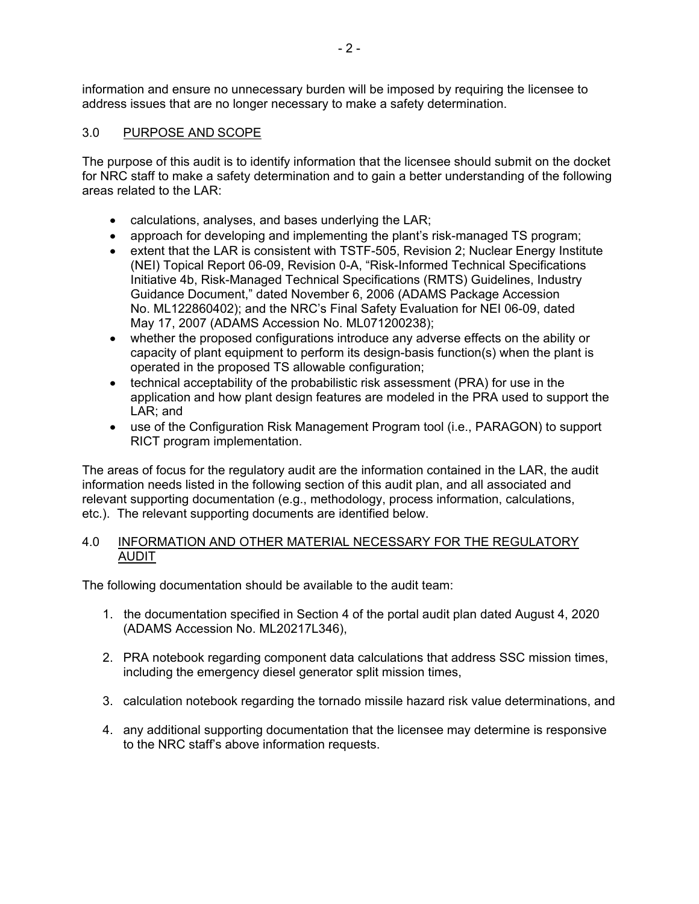information and ensure no unnecessary burden will be imposed by requiring the licensee to address issues that are no longer necessary to make a safety determination.

## 3.0 PURPOSE AND SCOPE

The purpose of this audit is to identify information that the licensee should submit on the docket for NRC staff to make a safety determination and to gain a better understanding of the following areas related to the LAR:

- calculations, analyses, and bases underlying the LAR;
- approach for developing and implementing the plant's risk-managed TS program;
- extent that the LAR is consistent with TSTF-505, Revision 2; Nuclear Energy Institute (NEI) Topical Report 06-09, Revision 0-A, "Risk-Informed Technical Specifications Initiative 4b, Risk-Managed Technical Specifications (RMTS) Guidelines, Industry Guidance Document," dated November 6, 2006 (ADAMS Package Accession No. ML122860402); and the NRC's Final Safety Evaluation for NEI 06-09, dated May 17, 2007 (ADAMS Accession No. ML071200238);
- whether the proposed configurations introduce any adverse effects on the ability or capacity of plant equipment to perform its design-basis function(s) when the plant is operated in the proposed TS allowable configuration;
- technical acceptability of the probabilistic risk assessment (PRA) for use in the application and how plant design features are modeled in the PRA used to support the LAR; and
- use of the Configuration Risk Management Program tool (i.e., PARAGON) to support RICT program implementation.

The areas of focus for the regulatory audit are the information contained in the LAR, the audit information needs listed in the following section of this audit plan, and all associated and relevant supporting documentation (e.g., methodology, process information, calculations, etc.). The relevant supporting documents are identified below.

## 4.0 INFORMATION AND OTHER MATERIAL NECESSARY FOR THE REGULATORY AUDIT

The following documentation should be available to the audit team:

1. the documentation specified in Section 4 of the portal audit plan dated August 4, 2020 (ADAMS Accession No. ML20217L346),

2. PRA notebook regarding component data calculations that address SSC mission times, including the emergency diesel generator split mission times,

3. calculation notebook regarding the tornado missile hazard risk value determinations, and

4. any additional supporting documentation that the licensee may determine is responsive to the NRC staff's above information requests.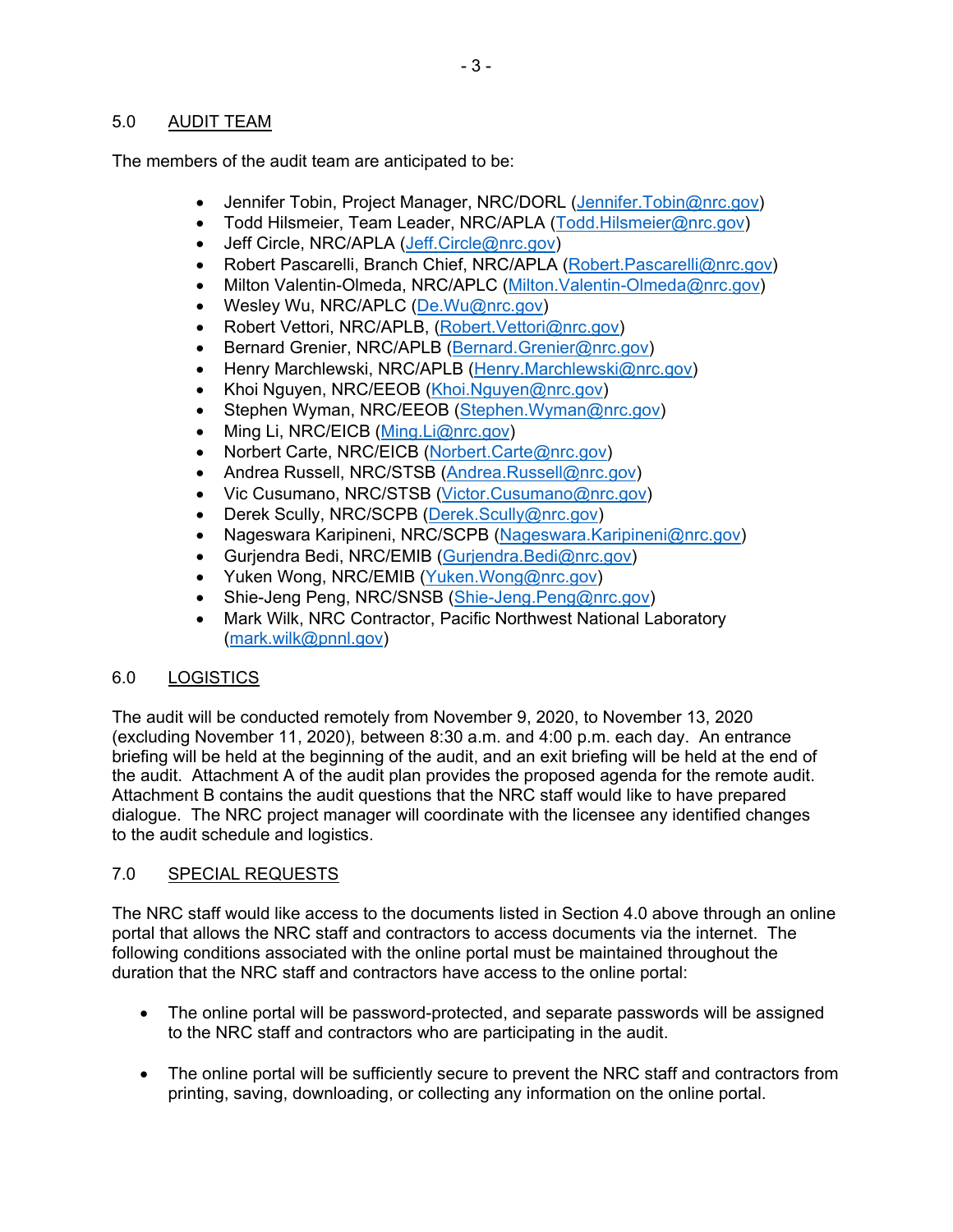## 5.0 AUDIT TEAM

The members of the audit team are anticipated to be:

- Jennifer Tobin, Project Manager, NRC/DORL (Jennifer.Tobin@nrc.gov)
- Todd Hilsmeier, Team Leader, NRC/APLA (Todd.Hilsmeier@nrc.gov)
- Jeff Circle, NRC/APLA (Jeff.Circle@nrc.gov)
- Robert Pascarelli, Branch Chief, NRC/APLA (Robert.Pascarelli@nrc.gov)
- Milton Valentin-Olmeda, NRC/APLC (Milton.Valentin-Olmeda@nrc.gov)
- Wesley Wu, NRC/APLC (De.Wu@nrc.gov)
- Robert Vettori, NRC/APLB, (Robert.Vettori@nrc.gov)
- Bernard Grenier, NRC/APLB (Bernard.Grenier@nrc.gov)
- Henry Marchlewski, NRC/APLB (Henry.Marchlewski@nrc.gov)
- Khoi Nguyen, NRC/EEOB (Khoi.Nguyen@nrc.gov)
- Stephen Wyman, NRC/EEOB (Stephen.Wyman@nrc.gov)
- Ming Li, NRC/EICB (Ming.Li@nrc.gov)
- Norbert Carte, NRC/EICB (Norbert.Carte@nrc.gov)
- Andrea Russell, NRC/STSB (Andrea.Russell@nrc.gov)
- Vic Cusumano, NRC/STSB (Victor.Cusumano@nrc.gov)
- Derek Scully, NRC/SCPB (Derek.Scully@nrc.gov)
- Nageswara Karipineni, NRC/SCPB (Nageswara.Karipineni@nrc.gov)
- Gurjendra Bedi, NRC/EMIB (Gurjendra.Bedi@nrc.gov)
- Yuken Wong, NRC/EMIB (Yuken.Wong@nrc.gov)
- Shie-Jeng Peng, NRC/SNSB (Shie-Jeng.Peng@nrc.gov)
- Mark Wilk, NRC Contractor, Pacific Northwest National Laboratory (mark.wilk@pnnl.gov)

## 6.0 LOGISTICS

The audit will be conducted remotely from November 9, 2020, to November 13, 2020 (excluding November 11, 2020), between 8:30 a.m. and 4:00 p.m. each day. An entrance briefing will be held at the beginning of the audit, and an exit briefing will be held at the end of the audit. Attachment A of the audit plan provides the proposed agenda for the remote audit. Attachment B contains the audit questions that the NRC staff would like to have prepared dialogue. The NRC project manager will coordinate with the licensee any identified changes to the audit schedule and logistics.

## 7.0 SPECIAL REQUESTS

The NRC staff would like access to the documents listed in Section 4.0 above through an online portal that allows the NRC staff and contractors to access documents via the internet. The following conditions associated with the online portal must be maintained throughout the duration that the NRC staff and contractors have access to the online portal:

- The online portal will be password-protected, and separate passwords will be assigned to the NRC staff and contractors who are participating in the audit.

- The online portal will be sufficiently secure to prevent the NRC staff and contractors from printing, saving, downloading, or collecting any information on the online portal.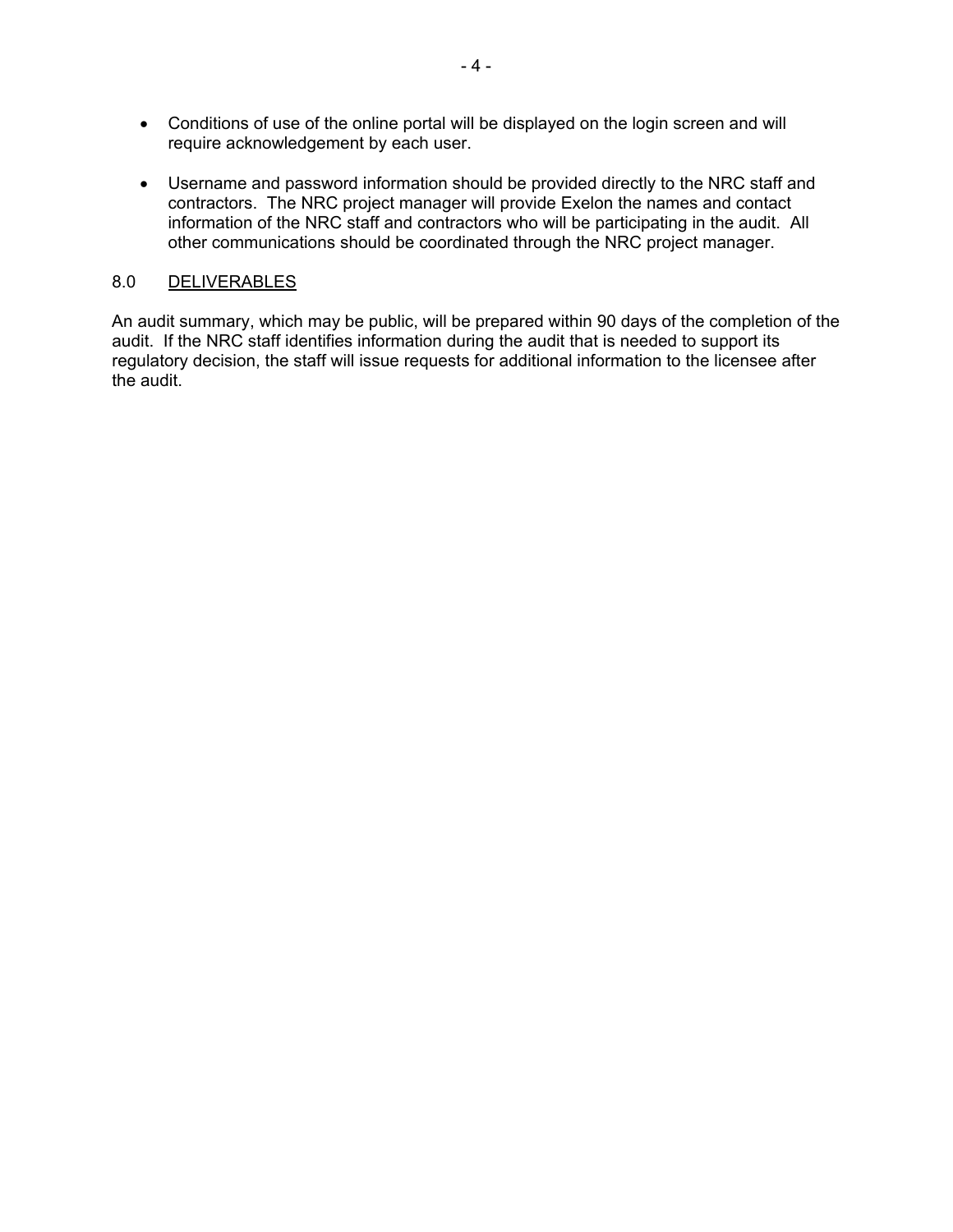- Conditions of use of the online portal will be displayed on the login screen and will require acknowledgement by each user.

- Username and password information should be provided directly to the NRC staff and contractors. The NRC project manager will provide Exelon the names and contact information of the NRC staff and contractors who will be participating in the audit. All other communications should be coordinated through the NRC project manager.

## 8.0 DELIVERABLES

An audit summary, which may be public, will be prepared within 90 days of the completion of the audit. If the NRC staff identifies information during the audit that is needed to support its regulatory decision, the staff will issue requests for additional information to the licensee after the audit.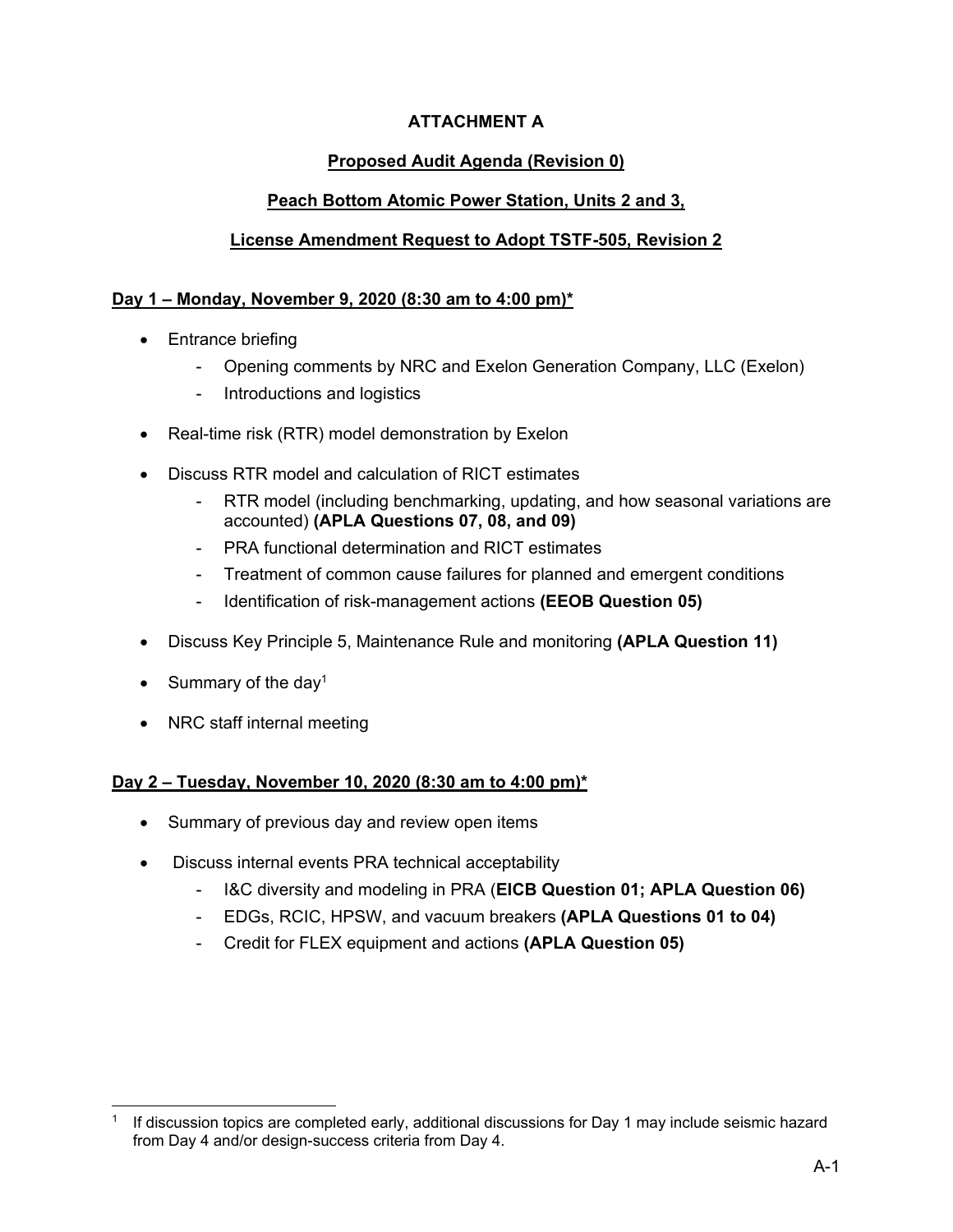# ATTACHMENT A

## Proposed Audit Agenda (Revision 0)

## Peach Bottom Atomic Power Station, Units 2 and 3,

## License Amendment Request to Adopt TSTF-505, Revision 2

### Day 1 – Monday, November 9, 2020 (8:30 am to 4:00 pm)*

- Entrance briefing
  - Opening comments by NRC and Exelon Generation Company, LLC (Exelon)
  - Introductions and logistics
- Real-time risk (RTR) model demonstration by Exelon
- Discuss RTR model and calculation of RICT estimates
  - RTR model (including benchmarking, updating, and how seasonal variations are accounted) **(APLA Questions 07, 08, and 09)**
  - PRA functional determination and RICT estimates
  - Treatment of common cause failures for planned and emergent conditions
  - Identification of risk-management actions **(EEOB Question 05)**
- Discuss Key Principle 5, Maintenance Rule and monitoring **(APLA Question 11)**
- Summary of the day[1]
- NRC staff internal meeting

### Day 2 – Tuesday, November 10, 2020 (8:30 am to 4:00 pm)*

- Summary of previous day and review open items
- Discuss internal events PRA technical acceptability
  - I&C diversity and modeling in PRA (**EICB Question 01; APLA Question 06)**
  - EDGs, RCIC, HPSW, and vacuum breakers **(APLA Questions 01 to 04)**
  - Credit for FLEX equipment and actions **(APLA Question 05)**

---

[1] If discussion topics are completed early, additional discussions for Day 1 may include seismic hazard from Day 4 and/or design-success criteria from Day 4.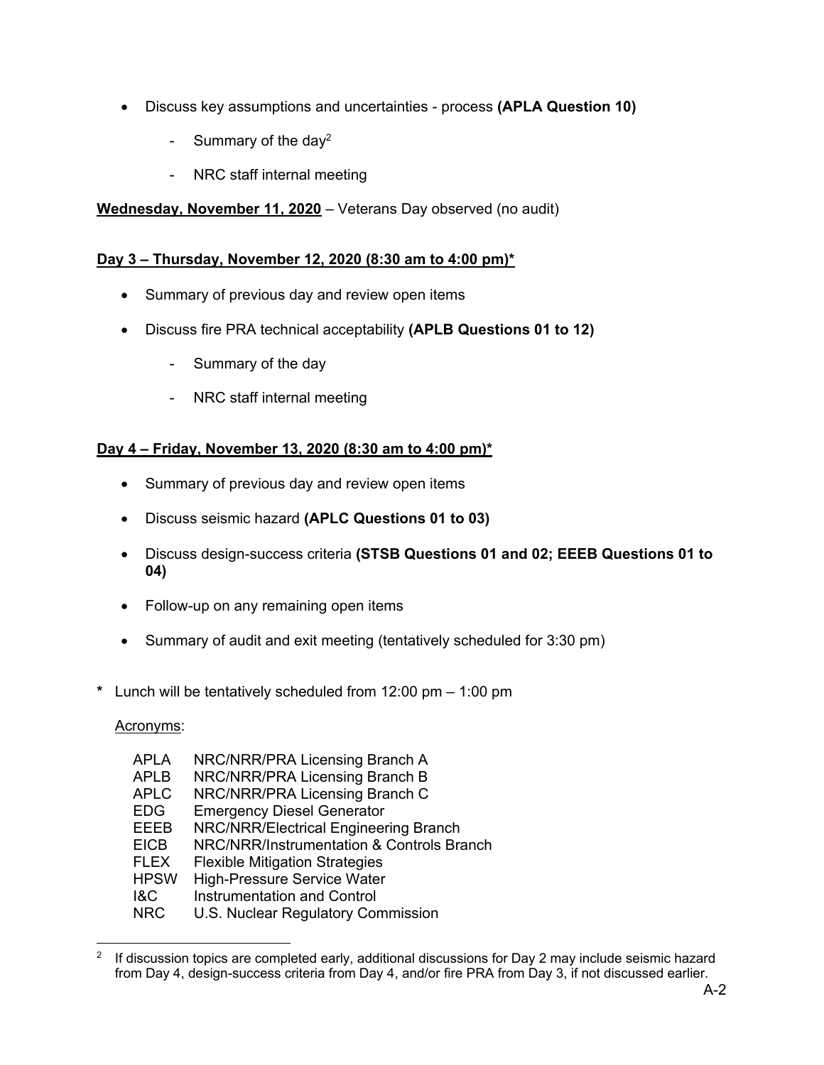- Discuss key assumptions and uncertainties - process **(APLA Question 10)**
  - Summary of the day[2]
  - NRC staff internal meeting

**Wednesday, November 11, 2020** – Veterans Day observed (no audit)

**Day 3 – Thursday, November 12, 2020 (8:30 am to 4:00 pm)***

- Summary of previous day and review open items
- Discuss fire PRA technical acceptability **(APLB Questions 01 to 12)**
  - Summary of the day
  - NRC staff internal meeting

**Day 4 – Friday, November 13, 2020 (8:30 am to 4:00 pm)***

- Summary of previous day and review open items
- Discuss seismic hazard **(APLC Questions 01 to 03)**
- Discuss design-success criteria **(STSB Questions 01 and 02; EEEB Questions 01 to 04)**
- Follow-up on any remaining open items
- Summary of audit and exit meeting (tentatively scheduled for 3:30 pm)

**\*** Lunch will be tentatively scheduled from 12:00 pm – 1:00 pm

Acronyms:

| | |
|---|---|
| APLA | NRC/NRR/PRA Licensing Branch A |
| APLB | NRC/NRR/PRA Licensing Branch B |
| APLC | NRC/NRR/PRA Licensing Branch C |
| EDG | Emergency Diesel Generator |
| EEEB | NRC/NRR/Electrical Engineering Branch |
| EICB | NRC/NRR/Instrumentation & Controls Branch |
| FLEX | Flexible Mitigation Strategies |
| HPSW | High-Pressure Service Water |
| I&C | Instrumentation and Control |
| NRC | U.S. Nuclear Regulatory Commission |

[2] If discussion topics are completed early, additional discussions for Day 2 may include seismic hazard from Day 4, design-success criteria from Day 4, and/or fire PRA from Day 3, if not discussed earlier.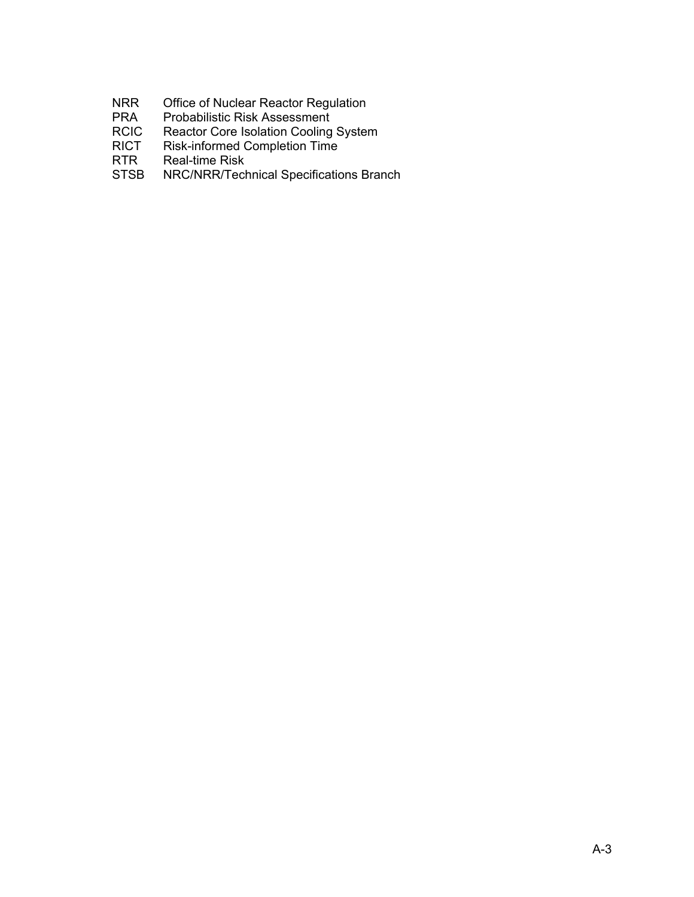| | |
|---|---|
| NRR | Office of Nuclear Reactor Regulation |
| PRA | Probabilistic Risk Assessment |
| RCIC | Reactor Core Isolation Cooling System |
| RICT | Risk-informed Completion Time |
| RTR | Real-time Risk |
| STSB | NRC/NRR/Technical Specifications Branch |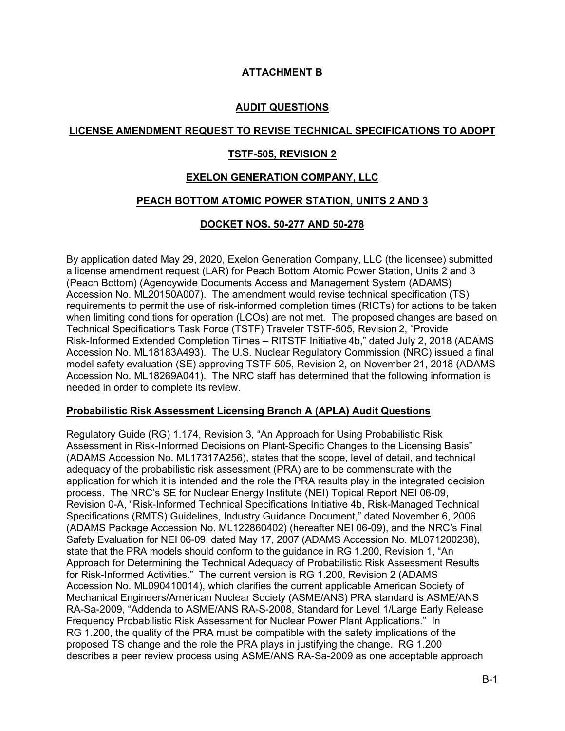## ATTACHMENT B

## AUDIT QUESTIONS

## LICENSE AMENDMENT REQUEST TO REVISE TECHNICAL SPECIFICATIONS TO ADOPT

## TSTF-505, REVISION 2

## EXELON GENERATION COMPANY, LLC

## PEACH BOTTOM ATOMIC POWER STATION, UNITS 2 AND 3

## DOCKET NOS. 50-277 AND 50-278

By application dated May 29, 2020, Exelon Generation Company, LLC (the licensee) submitted a license amendment request (LAR) for Peach Bottom Atomic Power Station, Units 2 and 3 (Peach Bottom) (Agencywide Documents Access and Management System (ADAMS) Accession No. ML20150A007). The amendment would revise technical specification (TS) requirements to permit the use of risk-informed completion times (RICTs) for actions to be taken when limiting conditions for operation (LCOs) are not met. The proposed changes are based on Technical Specifications Task Force (TSTF) Traveler TSTF-505, Revision 2, "Provide Risk-Informed Extended Completion Times – RITSTF Initiative 4b," dated July 2, 2018 (ADAMS Accession No. ML18183A493). The U.S. Nuclear Regulatory Commission (NRC) issued a final model safety evaluation (SE) approving TSTF 505, Revision 2, on November 21, 2018 (ADAMS Accession No. ML18269A041). The NRC staff has determined that the following information is needed in order to complete its review.

**Probabilistic Risk Assessment Licensing Branch A (APLA) Audit Questions**

Regulatory Guide (RG) 1.174, Revision 3, "An Approach for Using Probabilistic Risk Assessment in Risk-Informed Decisions on Plant-Specific Changes to the Licensing Basis" (ADAMS Accession No. ML17317A256), states that the scope, level of detail, and technical adequacy of the probabilistic risk assessment (PRA) are to be commensurate with the application for which it is intended and the role the PRA results play in the integrated decision process. The NRC's SE for Nuclear Energy Institute (NEI) Topical Report NEI 06-09, Revision 0-A, "Risk-Informed Technical Specifications Initiative 4b, Risk-Managed Technical Specifications (RMTS) Guidelines, Industry Guidance Document," dated November 6, 2006 (ADAMS Package Accession No. ML122860402) (hereafter NEI 06-09), and the NRC's Final Safety Evaluation for NEI 06-09, dated May 17, 2007 (ADAMS Accession No. ML071200238), state that the PRA models should conform to the guidance in RG 1.200, Revision 1, "An Approach for Determining the Technical Adequacy of Probabilistic Risk Assessment Results for Risk-Informed Activities." The current version is RG 1.200, Revision 2 (ADAMS Accession No. ML090410014), which clarifies the current applicable American Society of Mechanical Engineers/American Nuclear Society (ASME/ANS) PRA standard is ASME/ANS RA-Sa-2009, "Addenda to ASME/ANS RA-S-2008, Standard for Level 1/Large Early Release Frequency Probabilistic Risk Assessment for Nuclear Power Plant Applications." In RG 1.200, the quality of the PRA must be compatible with the safety implications of the proposed TS change and the role the PRA plays in justifying the change. RG 1.200 describes a peer review process using ASME/ANS RA-Sa-2009 as one acceptable approach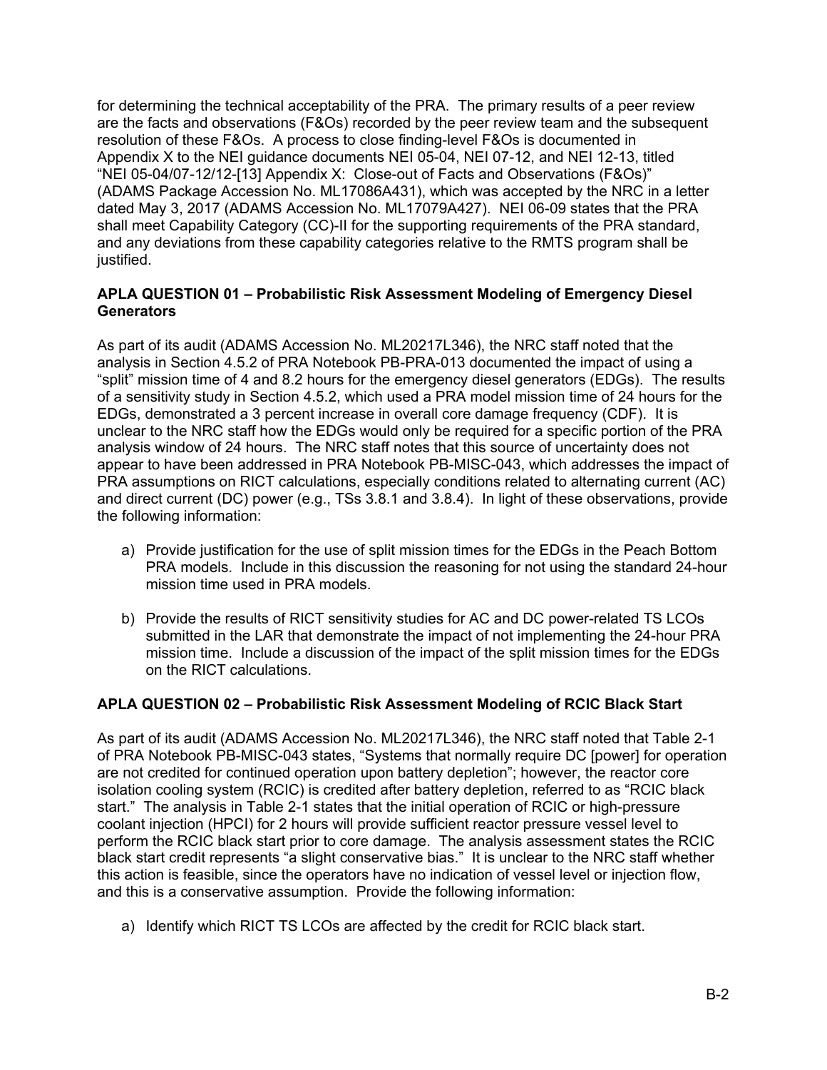for determining the technical acceptability of the PRA. The primary results of a peer review are the facts and observations (F&Os) recorded by the peer review team and the subsequent resolution of these F&Os. A process to close finding-level F&Os is documented in Appendix X to the NEI guidance documents NEI 05-04, NEI 07-12, and NEI 12-13, titled "NEI 05-04/07-12/12-[13] Appendix X: Close-out of Facts and Observations (F&Os)" (ADAMS Package Accession No. ML17086A431), which was accepted by the NRC in a letter dated May 3, 2017 (ADAMS Accession No. ML17079A427). NEI 06-09 states that the PRA shall meet Capability Category (CC)-II for the supporting requirements of the PRA standard, and any deviations from these capability categories relative to the RMTS program shall be justified.

**APLA QUESTION 01 – Probabilistic Risk Assessment Modeling of Emergency Diesel Generators**

As part of its audit (ADAMS Accession No. ML20217L346), the NRC staff noted that the analysis in Section 4.5.2 of PRA Notebook PB-PRA-013 documented the impact of using a "split" mission time of 4 and 8.2 hours for the emergency diesel generators (EDGs). The results of a sensitivity study in Section 4.5.2, which used a PRA model mission time of 24 hours for the EDGs, demonstrated a 3 percent increase in overall core damage frequency (CDF). It is unclear to the NRC staff how the EDGs would only be required for a specific portion of the PRA analysis window of 24 hours. The NRC staff notes that this source of uncertainty does not appear to have been addressed in PRA Notebook PB-MISC-043, which addresses the impact of PRA assumptions on RICT calculations, especially conditions related to alternating current (AC) and direct current (DC) power (e.g., TSs 3.8.1 and 3.8.4). In light of these observations, provide the following information:

a) Provide justification for the use of split mission times for the EDGs in the Peach Bottom PRA models. Include in this discussion the reasoning for not using the standard 24-hour mission time used in PRA models.

b) Provide the results of RICT sensitivity studies for AC and DC power-related TS LCOs submitted in the LAR that demonstrate the impact of not implementing the 24-hour PRA mission time. Include a discussion of the impact of the split mission times for the EDGs on the RICT calculations.

**APLA QUESTION 02 – Probabilistic Risk Assessment Modeling of RCIC Black Start**

As part of its audit (ADAMS Accession No. ML20217L346), the NRC staff noted that Table 2-1 of PRA Notebook PB-MISC-043 states, "Systems that normally require DC [power] for operation are not credited for continued operation upon battery depletion"; however, the reactor core isolation cooling system (RCIC) is credited after battery depletion, referred to as "RCIC black start." The analysis in Table 2-1 states that the initial operation of RCIC or high-pressure coolant injection (HPCI) for 2 hours will provide sufficient reactor pressure vessel level to perform the RCIC black start prior to core damage. The analysis assessment states the RCIC black start credit represents "a slight conservative bias." It is unclear to the NRC staff whether this action is feasible, since the operators have no indication of vessel level or injection flow, and this is a conservative assumption. Provide the following information:

a) Identify which RICT TS LCOs are affected by the credit for RCIC black start.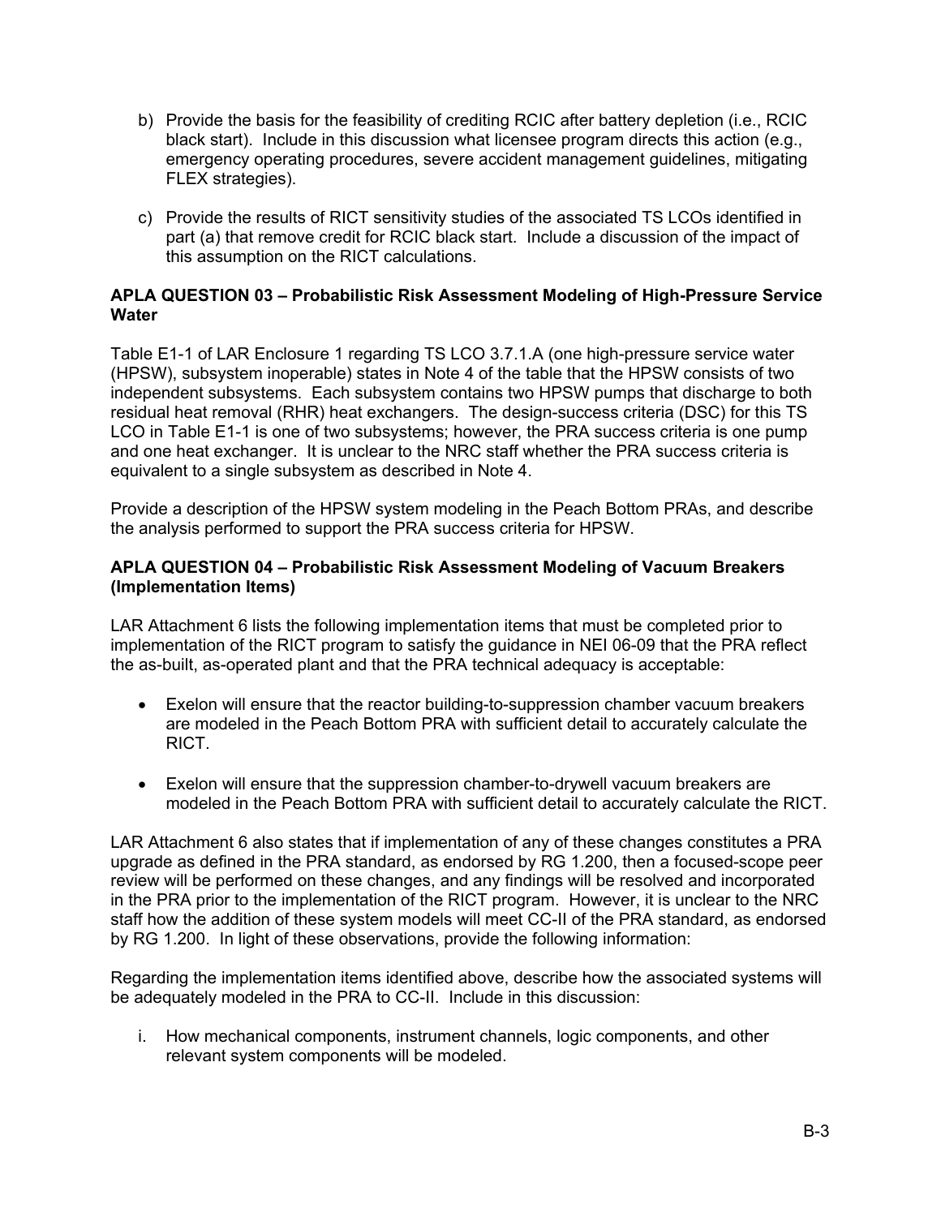b) Provide the basis for the feasibility of crediting RCIC after battery depletion (i.e., RCIC black start). Include in this discussion what licensee program directs this action (e.g., emergency operating procedures, severe accident management guidelines, mitigating FLEX strategies).

c) Provide the results of RICT sensitivity studies of the associated TS LCOs identified in part (a) that remove credit for RCIC black start. Include a discussion of the impact of this assumption on the RICT calculations.

**APLA QUESTION 03 – Probabilistic Risk Assessment Modeling of High-Pressure Service Water**

Table E1-1 of LAR Enclosure 1 regarding TS LCO 3.7.1.A (one high-pressure service water (HPSW), subsystem inoperable) states in Note 4 of the table that the HPSW consists of two independent subsystems. Each subsystem contains two HPSW pumps that discharge to both residual heat removal (RHR) heat exchangers. The design-success criteria (DSC) for this TS LCO in Table E1-1 is one of two subsystems; however, the PRA success criteria is one pump and one heat exchanger. It is unclear to the NRC staff whether the PRA success criteria is equivalent to a single subsystem as described in Note 4.

Provide a description of the HPSW system modeling in the Peach Bottom PRAs, and describe the analysis performed to support the PRA success criteria for HPSW.

**APLA QUESTION 04 – Probabilistic Risk Assessment Modeling of Vacuum Breakers (Implementation Items)**

LAR Attachment 6 lists the following implementation items that must be completed prior to implementation of the RICT program to satisfy the guidance in NEI 06-09 that the PRA reflect the as-built, as-operated plant and that the PRA technical adequacy is acceptable:

- Exelon will ensure that the reactor building-to-suppression chamber vacuum breakers are modeled in the Peach Bottom PRA with sufficient detail to accurately calculate the RICT.
- Exelon will ensure that the suppression chamber-to-drywell vacuum breakers are modeled in the Peach Bottom PRA with sufficient detail to accurately calculate the RICT.

LAR Attachment 6 also states that if implementation of any of these changes constitutes a PRA upgrade as defined in the PRA standard, as endorsed by RG 1.200, then a focused-scope peer review will be performed on these changes, and any findings will be resolved and incorporated in the PRA prior to the implementation of the RICT program. However, it is unclear to the NRC staff how the addition of these system models will meet CC-II of the PRA standard, as endorsed by RG 1.200. In light of these observations, provide the following information:

Regarding the implementation items identified above, describe how the associated systems will be adequately modeled in the PRA to CC-II. Include in this discussion:

i. How mechanical components, instrument channels, logic components, and other relevant system components will be modeled.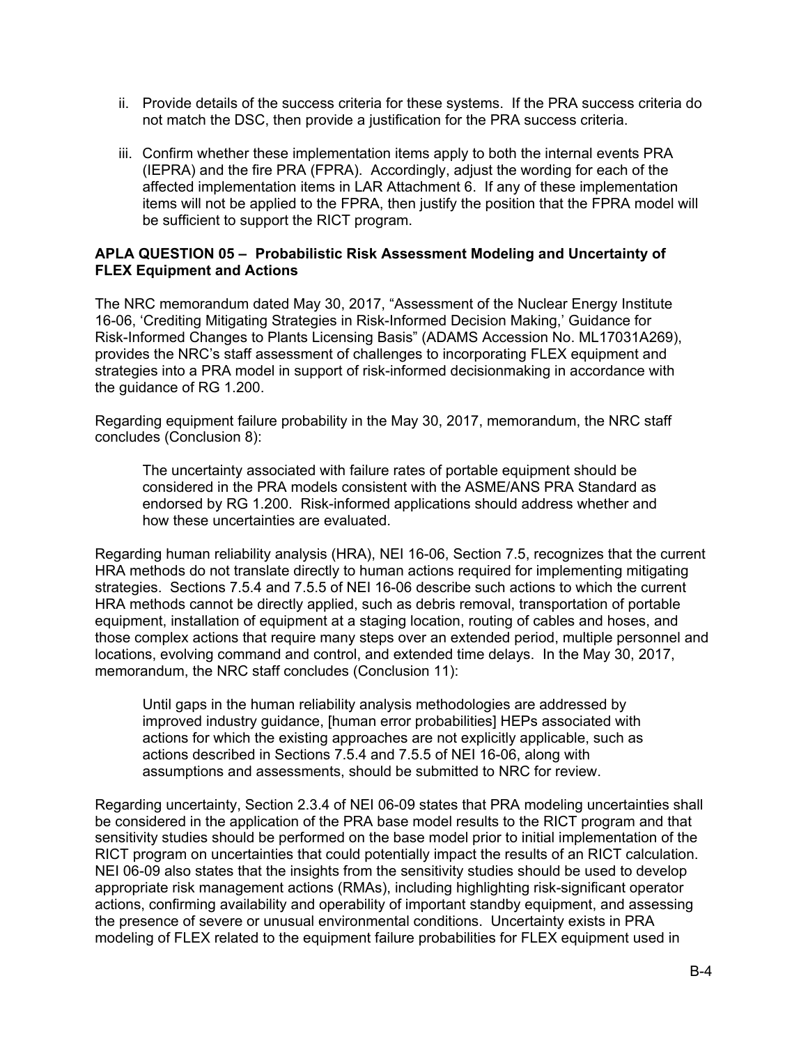ii. Provide details of the success criteria for these systems. If the PRA success criteria do not match the DSC, then provide a justification for the PRA success criteria.

iii. Confirm whether these implementation items apply to both the internal events PRA (IEPRA) and the fire PRA (FPRA). Accordingly, adjust the wording for each of the affected implementation items in LAR Attachment 6. If any of these implementation items will not be applied to the FPRA, then justify the position that the FPRA model will be sufficient to support the RICT program.

**APLA QUESTION 05 – Probabilistic Risk Assessment Modeling and Uncertainty of FLEX Equipment and Actions**

The NRC memorandum dated May 30, 2017, "Assessment of the Nuclear Energy Institute 16-06, 'Crediting Mitigating Strategies in Risk-Informed Decision Making,' Guidance for Risk-Informed Changes to Plants Licensing Basis" (ADAMS Accession No. ML17031A269), provides the NRC's staff assessment of challenges to incorporating FLEX equipment and strategies into a PRA model in support of risk-informed decisionmaking in accordance with the guidance of RG 1.200.

Regarding equipment failure probability in the May 30, 2017, memorandum, the NRC staff concludes (Conclusion 8):

> The uncertainty associated with failure rates of portable equipment should be considered in the PRA models consistent with the ASME/ANS PRA Standard as endorsed by RG 1.200. Risk-informed applications should address whether and how these uncertainties are evaluated.

Regarding human reliability analysis (HRA), NEI 16-06, Section 7.5, recognizes that the current HRA methods do not translate directly to human actions required for implementing mitigating strategies. Sections 7.5.4 and 7.5.5 of NEI 16-06 describe such actions to which the current HRA methods cannot be directly applied, such as debris removal, transportation of portable equipment, installation of equipment at a staging location, routing of cables and hoses, and those complex actions that require many steps over an extended period, multiple personnel and locations, evolving command and control, and extended time delays. In the May 30, 2017, memorandum, the NRC staff concludes (Conclusion 11):

> Until gaps in the human reliability analysis methodologies are addressed by improved industry guidance, [human error probabilities] HEPs associated with actions for which the existing approaches are not explicitly applicable, such as actions described in Sections 7.5.4 and 7.5.5 of NEI 16-06, along with assumptions and assessments, should be submitted to NRC for review.

Regarding uncertainty, Section 2.3.4 of NEI 06-09 states that PRA modeling uncertainties shall be considered in the application of the PRA base model results to the RICT program and that sensitivity studies should be performed on the base model prior to initial implementation of the RICT program on uncertainties that could potentially impact the results of an RICT calculation. NEI 06-09 also states that the insights from the sensitivity studies should be used to develop appropriate risk management actions (RMAs), including highlighting risk-significant operator actions, confirming availability and operability of important standby equipment, and assessing the presence of severe or unusual environmental conditions. Uncertainty exists in PRA modeling of FLEX related to the equipment failure probabilities for FLEX equipment used in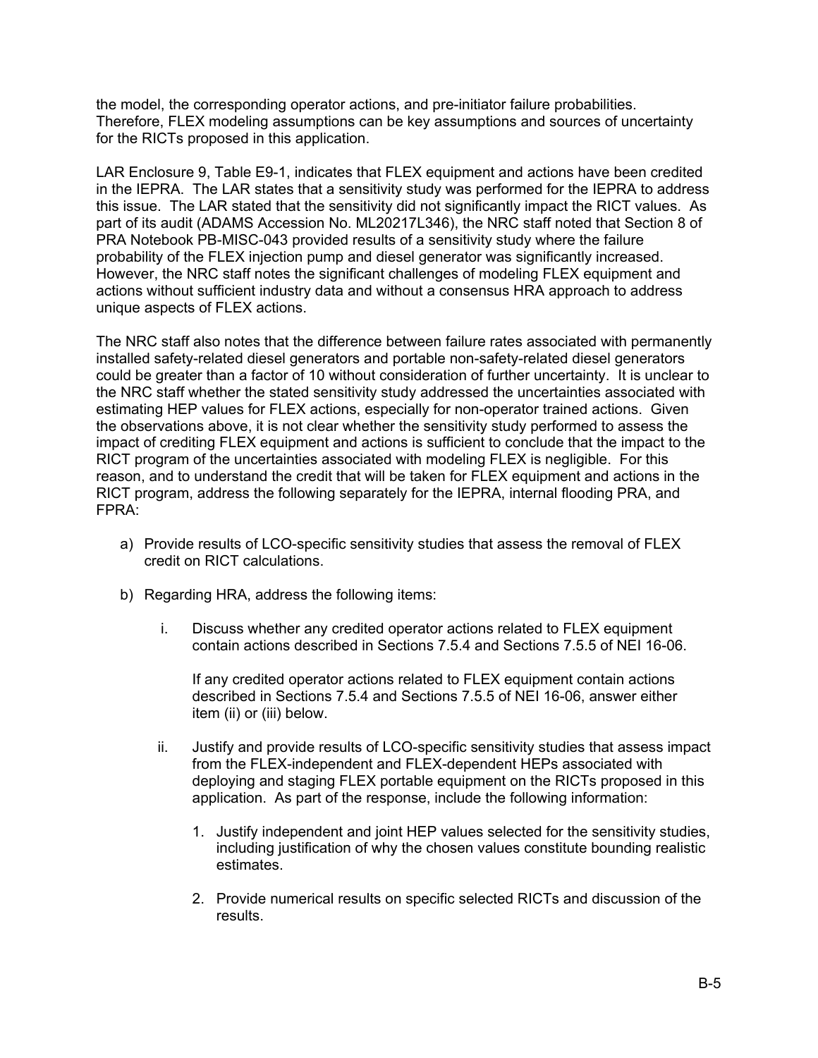the model, the corresponding operator actions, and pre-initiator failure probabilities. Therefore, FLEX modeling assumptions can be key assumptions and sources of uncertainty for the RICTs proposed in this application.

LAR Enclosure 9, Table E9-1, indicates that FLEX equipment and actions have been credited in the IEPRA. The LAR states that a sensitivity study was performed for the IEPRA to address this issue. The LAR stated that the sensitivity did not significantly impact the RICT values. As part of its audit (ADAMS Accession No. ML20217L346), the NRC staff noted that Section 8 of PRA Notebook PB-MISC-043 provided results of a sensitivity study where the failure probability of the FLEX injection pump and diesel generator was significantly increased. However, the NRC staff notes the significant challenges of modeling FLEX equipment and actions without sufficient industry data and without a consensus HRA approach to address unique aspects of FLEX actions.

The NRC staff also notes that the difference between failure rates associated with permanently installed safety-related diesel generators and portable non-safety-related diesel generators could be greater than a factor of 10 without consideration of further uncertainty. It is unclear to the NRC staff whether the stated sensitivity study addressed the uncertainties associated with estimating HEP values for FLEX actions, especially for non-operator trained actions. Given the observations above, it is not clear whether the sensitivity study performed to assess the impact of crediting FLEX equipment and actions is sufficient to conclude that the impact to the RICT program of the uncertainties associated with modeling FLEX is negligible. For this reason, and to understand the credit that will be taken for FLEX equipment and actions in the RICT program, address the following separately for the IEPRA, internal flooding PRA, and FPRA:

a) Provide results of LCO-specific sensitivity studies that assess the removal of FLEX credit on RICT calculations.

b) Regarding HRA, address the following items:

   i. Discuss whether any credited operator actions related to FLEX equipment contain actions described in Sections 7.5.4 and Sections 7.5.5 of NEI 16-06.

      If any credited operator actions related to FLEX equipment contain actions described in Sections 7.5.4 and Sections 7.5.5 of NEI 16-06, answer either item (ii) or (iii) below.

   ii. Justify and provide results of LCO-specific sensitivity studies that assess impact from the FLEX-independent and FLEX-dependent HEPs associated with deploying and staging FLEX portable equipment on the RICTs proposed in this application. As part of the response, include the following information:

      1. Justify independent and joint HEP values selected for the sensitivity studies, including justification of why the chosen values constitute bounding realistic estimates.

      2. Provide numerical results on specific selected RICTs and discussion of the results.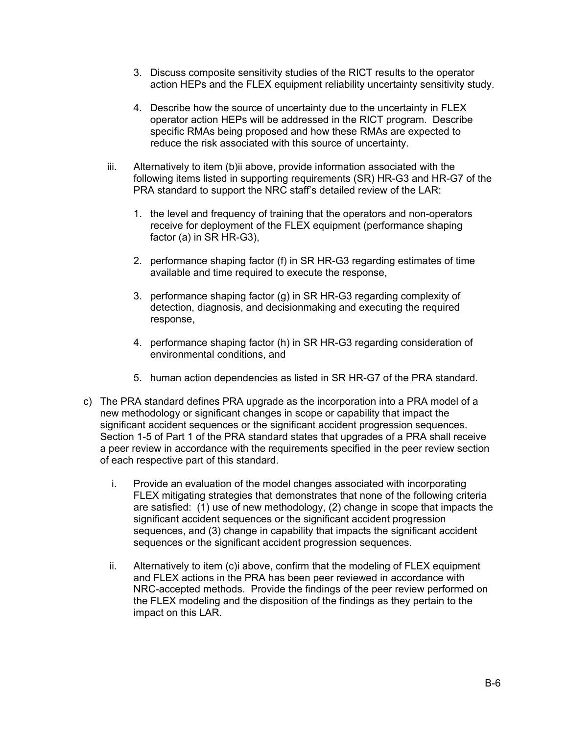3. Discuss composite sensitivity studies of the RICT results to the operator action HEPs and the FLEX equipment reliability uncertainty sensitivity study.

4. Describe how the source of uncertainty due to the uncertainty in FLEX operator action HEPs will be addressed in the RICT program. Describe specific RMAs being proposed and how these RMAs are expected to reduce the risk associated with this source of uncertainty.

iii. Alternatively to item (b)ii above, provide information associated with the following items listed in supporting requirements (SR) HR-G3 and HR-G7 of the PRA standard to support the NRC staff's detailed review of the LAR:

1. the level and frequency of training that the operators and non-operators receive for deployment of the FLEX equipment (performance shaping factor (a) in SR HR-G3),

2. performance shaping factor (f) in SR HR-G3 regarding estimates of time available and time required to execute the response,

3. performance shaping factor (g) in SR HR-G3 regarding complexity of detection, diagnosis, and decisionmaking and executing the required response,

4. performance shaping factor (h) in SR HR-G3 regarding consideration of environmental conditions, and

5. human action dependencies as listed in SR HR-G7 of the PRA standard.

c) The PRA standard defines PRA upgrade as the incorporation into a PRA model of a new methodology or significant changes in scope or capability that impact the significant accident sequences or the significant accident progression sequences. Section 1-5 of Part 1 of the PRA standard states that upgrades of a PRA shall receive a peer review in accordance with the requirements specified in the peer review section of each respective part of this standard.

i. Provide an evaluation of the model changes associated with incorporating FLEX mitigating strategies that demonstrates that none of the following criteria are satisfied: (1) use of new methodology, (2) change in scope that impacts the significant accident sequences or the significant accident progression sequences, and (3) change in capability that impacts the significant accident sequences or the significant accident progression sequences.

ii. Alternatively to item (c)i above, confirm that the modeling of FLEX equipment and FLEX actions in the PRA has been peer reviewed in accordance with NRC-accepted methods. Provide the findings of the peer review performed on the FLEX modeling and the disposition of the findings as they pertain to the impact on this LAR.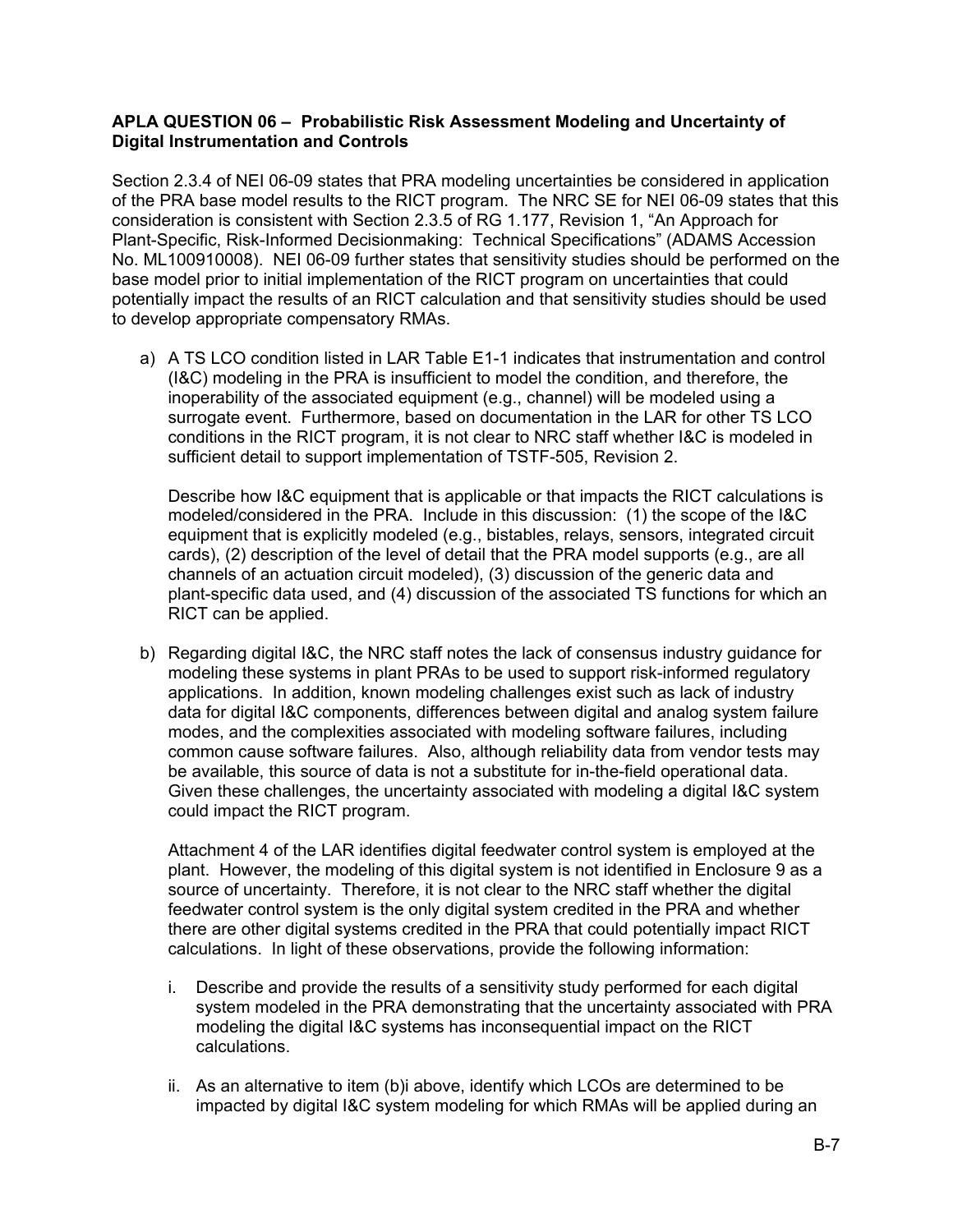**APLA QUESTION 06 – Probabilistic Risk Assessment Modeling and Uncertainty of Digital Instrumentation and Controls**

Section 2.3.4 of NEI 06-09 states that PRA modeling uncertainties be considered in application of the PRA base model results to the RICT program. The NRC SE for NEI 06-09 states that this consideration is consistent with Section 2.3.5 of RG 1.177, Revision 1, "An Approach for Plant-Specific, Risk-Informed Decisionmaking: Technical Specifications" (ADAMS Accession No. ML100910008). NEI 06-09 further states that sensitivity studies should be performed on the base model prior to initial implementation of the RICT program on uncertainties that could potentially impact the results of an RICT calculation and that sensitivity studies should be used to develop appropriate compensatory RMAs.

a) A TS LCO condition listed in LAR Table E1-1 indicates that instrumentation and control (I&C) modeling in the PRA is insufficient to model the condition, and therefore, the inoperability of the associated equipment (e.g., channel) will be modeled using a surrogate event. Furthermore, based on documentation in the LAR for other TS LCO conditions in the RICT program, it is not clear to NRC staff whether I&C is modeled in sufficient detail to support implementation of TSTF-505, Revision 2.

   Describe how I&C equipment that is applicable or that impacts the RICT calculations is modeled/considered in the PRA. Include in this discussion: (1) the scope of the I&C equipment that is explicitly modeled (e.g., bistables, relays, sensors, integrated circuit cards), (2) description of the level of detail that the PRA model supports (e.g., are all channels of an actuation circuit modeled), (3) discussion of the generic data and plant-specific data used, and (4) discussion of the associated TS functions for which an RICT can be applied.

b) Regarding digital I&C, the NRC staff notes the lack of consensus industry guidance for modeling these systems in plant PRAs to be used to support risk-informed regulatory applications. In addition, known modeling challenges exist such as lack of industry data for digital I&C components, differences between digital and analog system failure modes, and the complexities associated with modeling software failures, including common cause software failures. Also, although reliability data from vendor tests may be available, this source of data is not a substitute for in-the-field operational data. Given these challenges, the uncertainty associated with modeling a digital I&C system could impact the RICT program.

   Attachment 4 of the LAR identifies digital feedwater control system is employed at the plant. However, the modeling of this digital system is not identified in Enclosure 9 as a source of uncertainty. Therefore, it is not clear to the NRC staff whether the digital feedwater control system is the only digital system credited in the PRA and whether there are other digital systems credited in the PRA that could potentially impact RICT calculations. In light of these observations, provide the following information:

   i. Describe and provide the results of a sensitivity study performed for each digital system modeled in the PRA demonstrating that the uncertainty associated with PRA modeling the digital I&C systems has inconsequential impact on the RICT calculations.

   ii. As an alternative to item (b)i above, identify which LCOs are determined to be impacted by digital I&C system modeling for which RMAs will be applied during an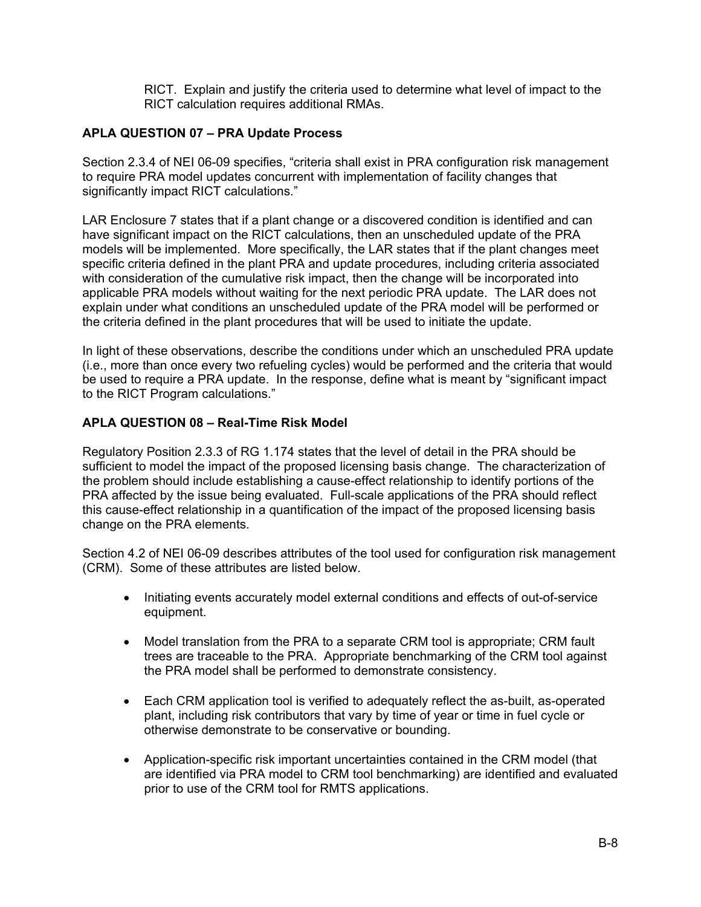RICT. Explain and justify the criteria used to determine what level of impact to the RICT calculation requires additional RMAs.

**APLA QUESTION 07 – PRA Update Process**

Section 2.3.4 of NEI 06-09 specifies, "criteria shall exist in PRA configuration risk management to require PRA model updates concurrent with implementation of facility changes that significantly impact RICT calculations."

LAR Enclosure 7 states that if a plant change or a discovered condition is identified and can have significant impact on the RICT calculations, then an unscheduled update of the PRA models will be implemented. More specifically, the LAR states that if the plant changes meet specific criteria defined in the plant PRA and update procedures, including criteria associated with consideration of the cumulative risk impact, then the change will be incorporated into applicable PRA models without waiting for the next periodic PRA update. The LAR does not explain under what conditions an unscheduled update of the PRA model will be performed or the criteria defined in the plant procedures that will be used to initiate the update.

In light of these observations, describe the conditions under which an unscheduled PRA update (i.e., more than once every two refueling cycles) would be performed and the criteria that would be used to require a PRA update. In the response, define what is meant by "significant impact to the RICT Program calculations."

**APLA QUESTION 08 – Real-Time Risk Model**

Regulatory Position 2.3.3 of RG 1.174 states that the level of detail in the PRA should be sufficient to model the impact of the proposed licensing basis change. The characterization of the problem should include establishing a cause-effect relationship to identify portions of the PRA affected by the issue being evaluated. Full-scale applications of the PRA should reflect this cause-effect relationship in a quantification of the impact of the proposed licensing basis change on the PRA elements.

Section 4.2 of NEI 06-09 describes attributes of the tool used for configuration risk management (CRM). Some of these attributes are listed below.

- Initiating events accurately model external conditions and effects of out-of-service equipment.
- Model translation from the PRA to a separate CRM tool is appropriate; CRM fault trees are traceable to the PRA. Appropriate benchmarking of the CRM tool against the PRA model shall be performed to demonstrate consistency.
- Each CRM application tool is verified to adequately reflect the as-built, as-operated plant, including risk contributors that vary by time of year or time in fuel cycle or otherwise demonstrate to be conservative or bounding.
- Application-specific risk important uncertainties contained in the CRM model (that are identified via PRA model to CRM tool benchmarking) are identified and evaluated prior to use of the CRM tool for RMTS applications.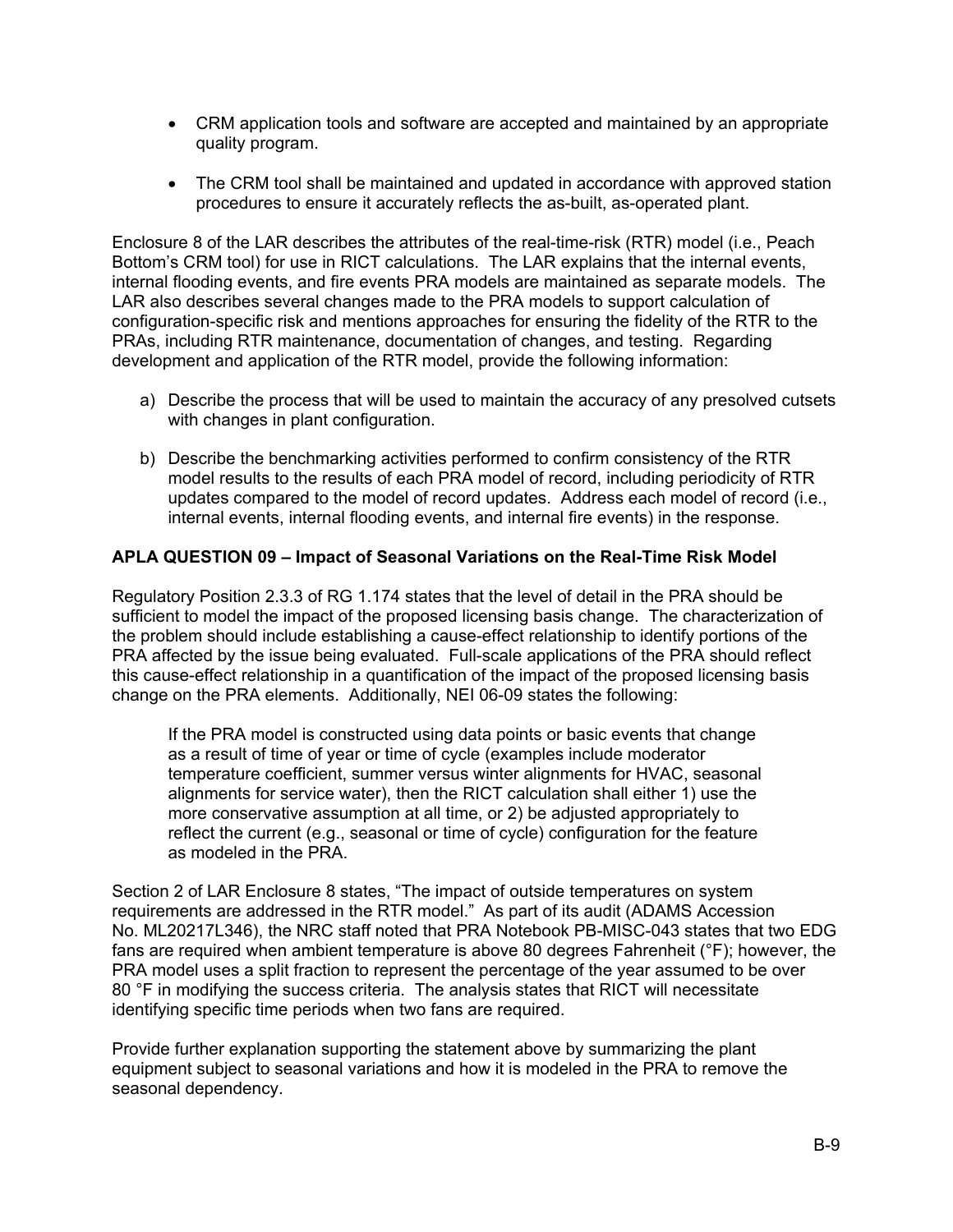- CRM application tools and software are accepted and maintained by an appropriate quality program.
- The CRM tool shall be maintained and updated in accordance with approved station procedures to ensure it accurately reflects the as-built, as-operated plant.

Enclosure 8 of the LAR describes the attributes of the real-time-risk (RTR) model (i.e., Peach Bottom's CRM tool) for use in RICT calculations. The LAR explains that the internal events, internal flooding events, and fire events PRA models are maintained as separate models. The LAR also describes several changes made to the PRA models to support calculation of configuration-specific risk and mentions approaches for ensuring the fidelity of the RTR to the PRAs, including RTR maintenance, documentation of changes, and testing. Regarding development and application of the RTR model, provide the following information:

a) Describe the process that will be used to maintain the accuracy of any presolved cutsets with changes in plant configuration.

b) Describe the benchmarking activities performed to confirm consistency of the RTR model results to the results of each PRA model of record, including periodicity of RTR updates compared to the model of record updates. Address each model of record (i.e., internal events, internal flooding events, and internal fire events) in the response.

**APLA QUESTION 09 – Impact of Seasonal Variations on the Real-Time Risk Model**

Regulatory Position 2.3.3 of RG 1.174 states that the level of detail in the PRA should be sufficient to model the impact of the proposed licensing basis change. The characterization of the problem should include establishing a cause-effect relationship to identify portions of the PRA affected by the issue being evaluated. Full-scale applications of the PRA should reflect this cause-effect relationship in a quantification of the impact of the proposed licensing basis change on the PRA elements. Additionally, NEI 06-09 states the following:

> If the PRA model is constructed using data points or basic events that change as a result of time of year or time of cycle (examples include moderator temperature coefficient, summer versus winter alignments for HVAC, seasonal alignments for service water), then the RICT calculation shall either 1) use the more conservative assumption at all time, or 2) be adjusted appropriately to reflect the current (e.g., seasonal or time of cycle) configuration for the feature as modeled in the PRA.

Section 2 of LAR Enclosure 8 states, "The impact of outside temperatures on system requirements are addressed in the RTR model." As part of its audit (ADAMS Accession No. ML20217L346), the NRC staff noted that PRA Notebook PB-MISC-043 states that two EDG fans are required when ambient temperature is above 80 degrees Fahrenheit (°F); however, the PRA model uses a split fraction to represent the percentage of the year assumed to be over 80 °F in modifying the success criteria. The analysis states that RICT will necessitate identifying specific time periods when two fans are required.

Provide further explanation supporting the statement above by summarizing the plant equipment subject to seasonal variations and how it is modeled in the PRA to remove the seasonal dependency.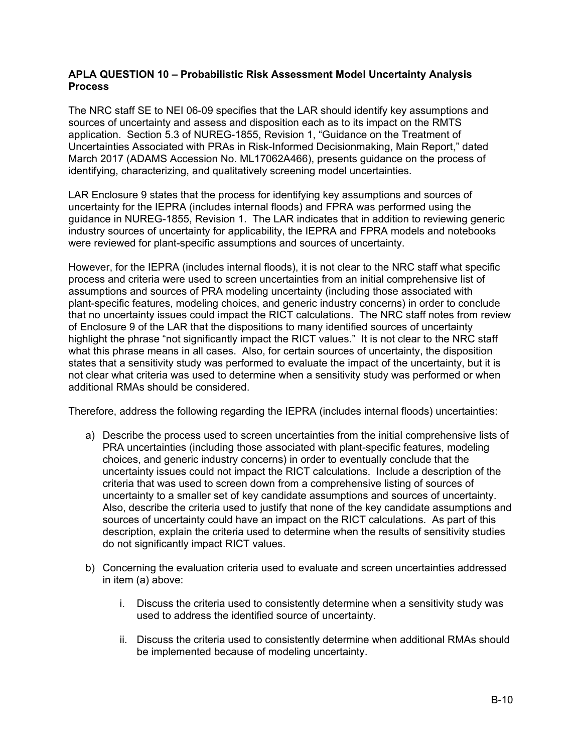**APLA QUESTION 10 – Probabilistic Risk Assessment Model Uncertainty Analysis Process**

The NRC staff SE to NEI 06-09 specifies that the LAR should identify key assumptions and sources of uncertainty and assess and disposition each as to its impact on the RMTS application. Section 5.3 of NUREG-1855, Revision 1, "Guidance on the Treatment of Uncertainties Associated with PRAs in Risk-Informed Decisionmaking, Main Report," dated March 2017 (ADAMS Accession No. ML17062A466), presents guidance on the process of identifying, characterizing, and qualitatively screening model uncertainties.

LAR Enclosure 9 states that the process for identifying key assumptions and sources of uncertainty for the IEPRA (includes internal floods) and FPRA was performed using the guidance in NUREG-1855, Revision 1. The LAR indicates that in addition to reviewing generic industry sources of uncertainty for applicability, the IEPRA and FPRA models and notebooks were reviewed for plant-specific assumptions and sources of uncertainty.

However, for the IEPRA (includes internal floods), it is not clear to the NRC staff what specific process and criteria were used to screen uncertainties from an initial comprehensive list of assumptions and sources of PRA modeling uncertainty (including those associated with plant-specific features, modeling choices, and generic industry concerns) in order to conclude that no uncertainty issues could impact the RICT calculations. The NRC staff notes from review of Enclosure 9 of the LAR that the dispositions to many identified sources of uncertainty highlight the phrase "not significantly impact the RICT values." It is not clear to the NRC staff what this phrase means in all cases. Also, for certain sources of uncertainty, the disposition states that a sensitivity study was performed to evaluate the impact of the uncertainty, but it is not clear what criteria was used to determine when a sensitivity study was performed or when additional RMAs should be considered.

Therefore, address the following regarding the IEPRA (includes internal floods) uncertainties:

a) Describe the process used to screen uncertainties from the initial comprehensive lists of PRA uncertainties (including those associated with plant-specific features, modeling choices, and generic industry concerns) in order to eventually conclude that the uncertainty issues could not impact the RICT calculations. Include a description of the criteria that was used to screen down from a comprehensive listing of sources of uncertainty to a smaller set of key candidate assumptions and sources of uncertainty. Also, describe the criteria used to justify that none of the key candidate assumptions and sources of uncertainty could have an impact on the RICT calculations. As part of this description, explain the criteria used to determine when the results of sensitivity studies do not significantly impact RICT values.

b) Concerning the evaluation criteria used to evaluate and screen uncertainties addressed in item (a) above:

   i. Discuss the criteria used to consistently determine when a sensitivity study was used to address the identified source of uncertainty.

   ii. Discuss the criteria used to consistently determine when additional RMAs should be implemented because of modeling uncertainty.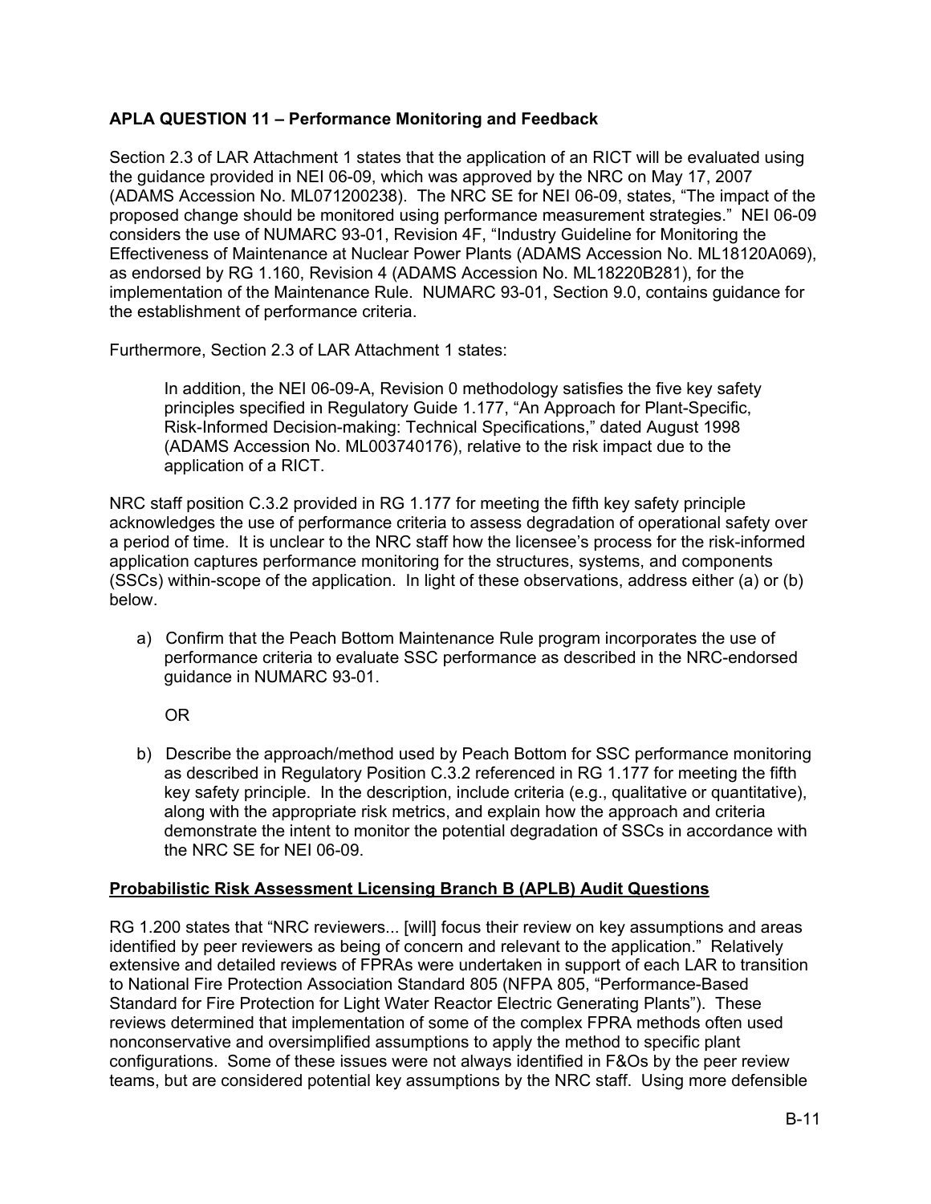**APLA QUESTION 11 – Performance Monitoring and Feedback**

Section 2.3 of LAR Attachment 1 states that the application of an RICT will be evaluated using the guidance provided in NEI 06-09, which was approved by the NRC on May 17, 2007 (ADAMS Accession No. ML071200238). The NRC SE for NEI 06-09, states, "The impact of the proposed change should be monitored using performance measurement strategies." NEI 06-09 considers the use of NUMARC 93-01, Revision 4F, "Industry Guideline for Monitoring the Effectiveness of Maintenance at Nuclear Power Plants (ADAMS Accession No. ML18120A069), as endorsed by RG 1.160, Revision 4 (ADAMS Accession No. ML18220B281), for the implementation of the Maintenance Rule. NUMARC 93-01, Section 9.0, contains guidance for the establishment of performance criteria.

Furthermore, Section 2.3 of LAR Attachment 1 states:

> In addition, the NEI 06-09-A, Revision 0 methodology satisfies the five key safety principles specified in Regulatory Guide 1.177, "An Approach for Plant-Specific, Risk-Informed Decision-making: Technical Specifications," dated August 1998 (ADAMS Accession No. ML003740176), relative to the risk impact due to the application of a RICT.

NRC staff position C.3.2 provided in RG 1.177 for meeting the fifth key safety principle acknowledges the use of performance criteria to assess degradation of operational safety over a period of time. It is unclear to the NRC staff how the licensee's process for the risk-informed application captures performance monitoring for the structures, systems, and components (SSCs) within-scope of the application. In light of these observations, address either (a) or (b) below.

a) Confirm that the Peach Bottom Maintenance Rule program incorporates the use of performance criteria to evaluate SSC performance as described in the NRC-endorsed guidance in NUMARC 93-01.

   OR

b) Describe the approach/method used by Peach Bottom for SSC performance monitoring as described in Regulatory Position C.3.2 referenced in RG 1.177 for meeting the fifth key safety principle. In the description, include criteria (e.g., qualitative or quantitative), along with the appropriate risk metrics, and explain how the approach and criteria demonstrate the intent to monitor the potential degradation of SSCs in accordance with the NRC SE for NEI 06-09.

## Probabilistic Risk Assessment Licensing Branch B (APLB) Audit Questions

RG 1.200 states that "NRC reviewers... [will] focus their review on key assumptions and areas identified by peer reviewers as being of concern and relevant to the application." Relatively extensive and detailed reviews of FPRAs were undertaken in support of each LAR to transition to National Fire Protection Association Standard 805 (NFPA 805, "Performance-Based Standard for Fire Protection for Light Water Reactor Electric Generating Plants"). These reviews determined that implementation of some of the complex FPRA methods often used nonconservative and oversimplified assumptions to apply the method to specific plant configurations. Some of these issues were not always identified in F&Os by the peer review teams, but are considered potential key assumptions by the NRC staff. Using more defensible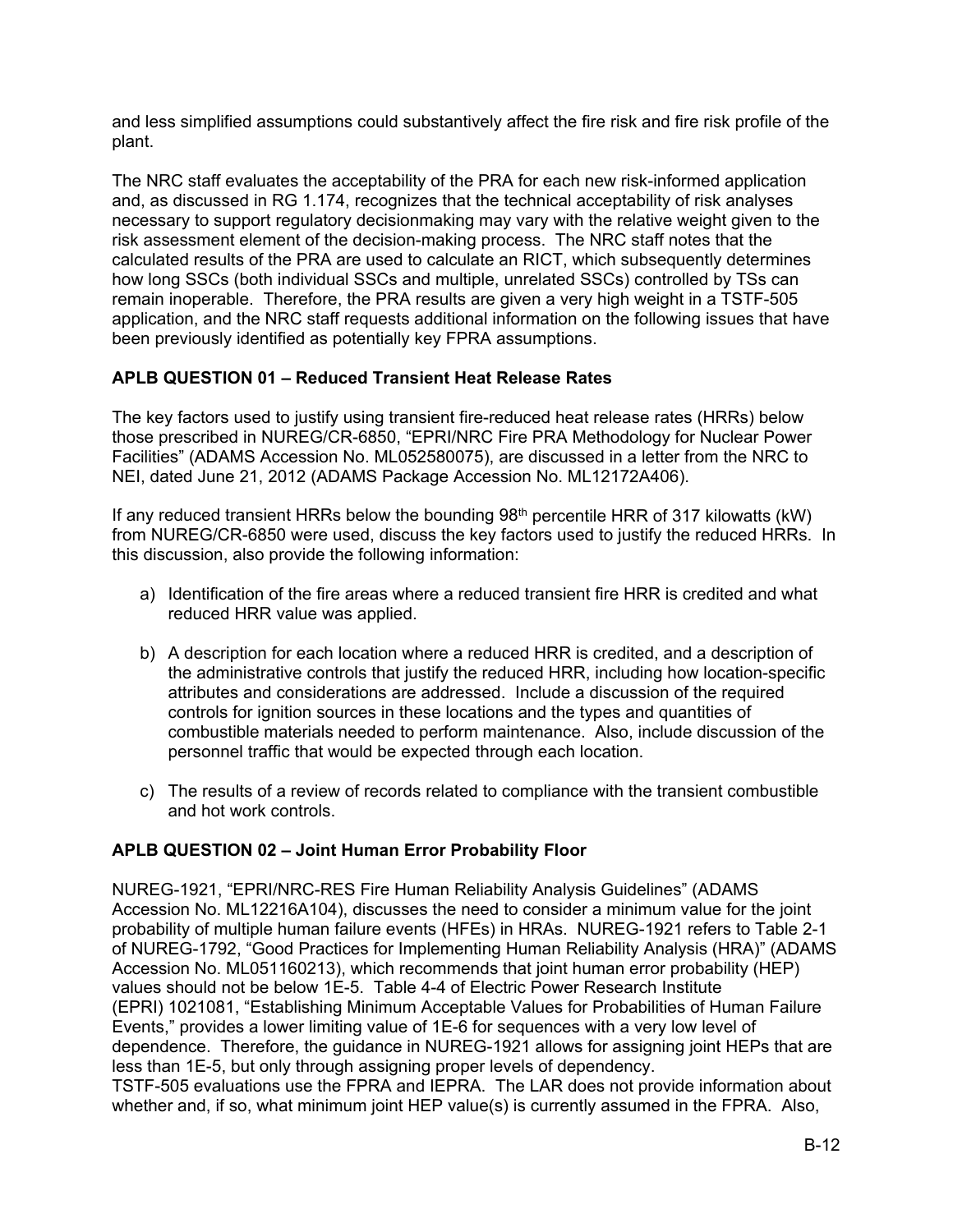and less simplified assumptions could substantively affect the fire risk and fire risk profile of the plant.

The NRC staff evaluates the acceptability of the PRA for each new risk-informed application and, as discussed in RG 1.174, recognizes that the technical acceptability of risk analyses necessary to support regulatory decisionmaking may vary with the relative weight given to the risk assessment element of the decision-making process. The NRC staff notes that the calculated results of the PRA are used to calculate an RICT, which subsequently determines how long SSCs (both individual SSCs and multiple, unrelated SSCs) controlled by TSs can remain inoperable. Therefore, the PRA results are given a very high weight in a TSTF-505 application, and the NRC staff requests additional information on the following issues that have been previously identified as potentially key FPRA assumptions.

**APLB QUESTION 01 – Reduced Transient Heat Release Rates**

The key factors used to justify using transient fire-reduced heat release rates (HRRs) below those prescribed in NUREG/CR-6850, "EPRI/NRC Fire PRA Methodology for Nuclear Power Facilities" (ADAMS Accession No. ML052580075), are discussed in a letter from the NRC to NEI, dated June 21, 2012 (ADAMS Package Accession No. ML12172A406).

If any reduced transient HRRs below the bounding 98$^{th}$ percentile HRR of 317 kilowatts (kW) from NUREG/CR-6850 were used, discuss the key factors used to justify the reduced HRRs. In this discussion, also provide the following information:

a) Identification of the fire areas where a reduced transient fire HRR is credited and what reduced HRR value was applied.

b) A description for each location where a reduced HRR is credited, and a description of the administrative controls that justify the reduced HRR, including how location-specific attributes and considerations are addressed. Include a discussion of the required controls for ignition sources in these locations and the types and quantities of combustible materials needed to perform maintenance. Also, include discussion of the personnel traffic that would be expected through each location.

c) The results of a review of records related to compliance with the transient combustible and hot work controls.

**APLB QUESTION 02 – Joint Human Error Probability Floor**

NUREG-1921, "EPRI/NRC-RES Fire Human Reliability Analysis Guidelines" (ADAMS Accession No. ML12216A104), discusses the need to consider a minimum value for the joint probability of multiple human failure events (HFEs) in HRAs. NUREG-1921 refers to Table 2-1 of NUREG-1792, "Good Practices for Implementing Human Reliability Analysis (HRA)" (ADAMS Accession No. ML051160213), which recommends that joint human error probability (HEP) values should not be below 1E-5. Table 4-4 of Electric Power Research Institute (EPRI) 1021081, "Establishing Minimum Acceptable Values for Probabilities of Human Failure Events," provides a lower limiting value of 1E-6 for sequences with a very low level of dependence. Therefore, the guidance in NUREG-1921 allows for assigning joint HEPs that are less than 1E-5, but only through assigning proper levels of dependency.
TSTF-505 evaluations use the FPRA and IEPRA. The LAR does not provide information about whether and, if so, what minimum joint HEP value(s) is currently assumed in the FPRA. Also,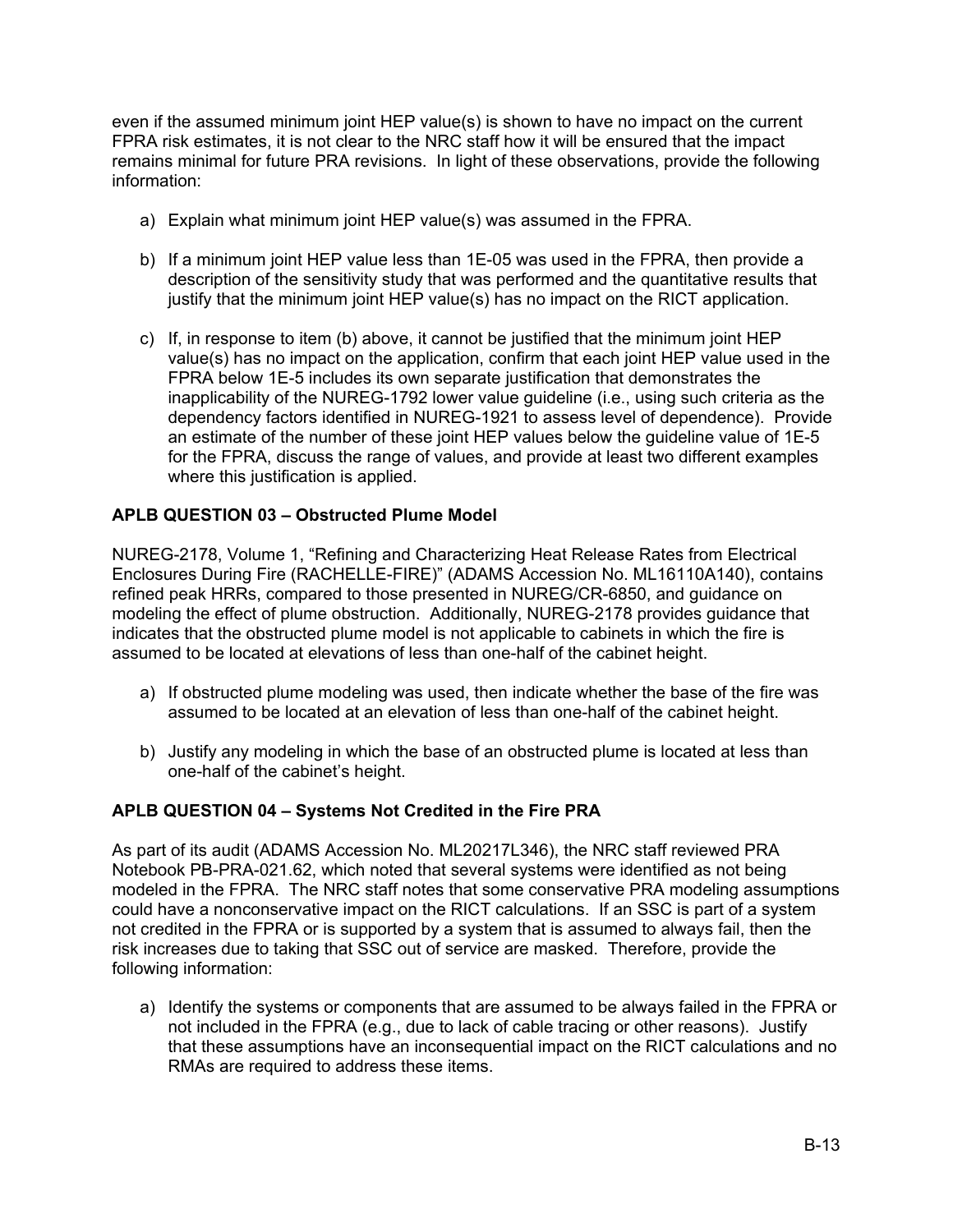even if the assumed minimum joint HEP value(s) is shown to have no impact on the current FPRA risk estimates, it is not clear to the NRC staff how it will be ensured that the impact remains minimal for future PRA revisions. In light of these observations, provide the following information:

a) Explain what minimum joint HEP value(s) was assumed in the FPRA.

b) If a minimum joint HEP value less than 1E-05 was used in the FPRA, then provide a description of the sensitivity study that was performed and the quantitative results that justify that the minimum joint HEP value(s) has no impact on the RICT application.

c) If, in response to item (b) above, it cannot be justified that the minimum joint HEP value(s) has no impact on the application, confirm that each joint HEP value used in the FPRA below 1E-5 includes its own separate justification that demonstrates the inapplicability of the NUREG-1792 lower value guideline (i.e., using such criteria as the dependency factors identified in NUREG-1921 to assess level of dependence). Provide an estimate of the number of these joint HEP values below the guideline value of 1E-5 for the FPRA, discuss the range of values, and provide at least two different examples where this justification is applied.

### APLB QUESTION 03 – Obstructed Plume Model

NUREG-2178, Volume 1, "Refining and Characterizing Heat Release Rates from Electrical Enclosures During Fire (RACHELLE-FIRE)" (ADAMS Accession No. ML16110A140), contains refined peak HRRs, compared to those presented in NUREG/CR-6850, and guidance on modeling the effect of plume obstruction. Additionally, NUREG-2178 provides guidance that indicates that the obstructed plume model is not applicable to cabinets in which the fire is assumed to be located at elevations of less than one-half of the cabinet height.

a) If obstructed plume modeling was used, then indicate whether the base of the fire was assumed to be located at an elevation of less than one-half of the cabinet height.

b) Justify any modeling in which the base of an obstructed plume is located at less than one-half of the cabinet's height.

### APLB QUESTION 04 – Systems Not Credited in the Fire PRA

As part of its audit (ADAMS Accession No. ML20217L346), the NRC staff reviewed PRA Notebook PB-PRA-021.62, which noted that several systems were identified as not being modeled in the FPRA. The NRC staff notes that some conservative PRA modeling assumptions could have a nonconservative impact on the RICT calculations. If an SSC is part of a system not credited in the FPRA or is supported by a system that is assumed to always fail, then the risk increases due to taking that SSC out of service are masked. Therefore, provide the following information:

a) Identify the systems or components that are assumed to be always failed in the FPRA or not included in the FPRA (e.g., due to lack of cable tracing or other reasons). Justify that these assumptions have an inconsequential impact on the RICT calculations and no RMAs are required to address these items.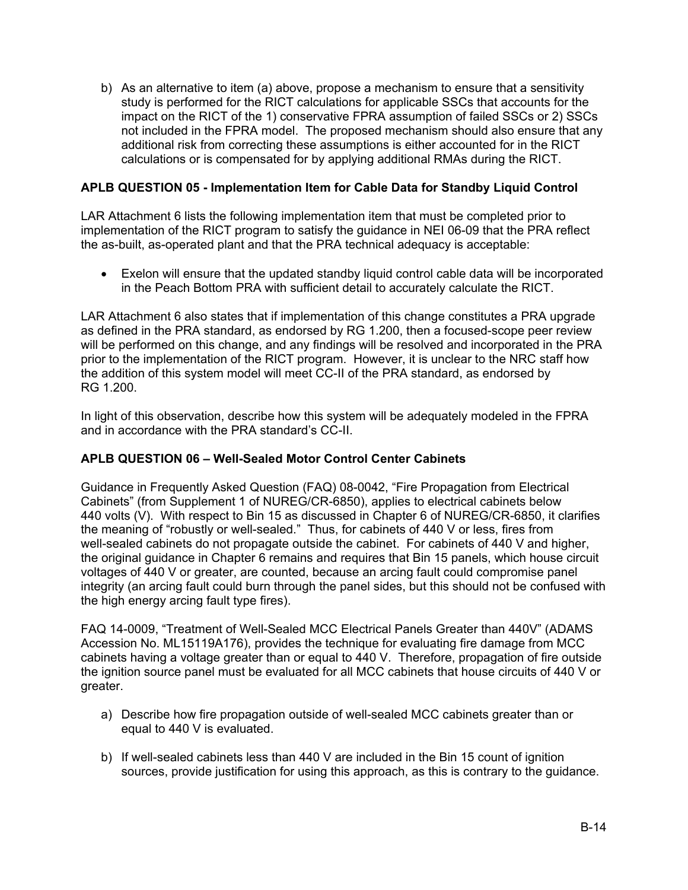b) As an alternative to item (a) above, propose a mechanism to ensure that a sensitivity study is performed for the RICT calculations for applicable SSCs that accounts for the impact on the RICT of the 1) conservative FPRA assumption of failed SSCs or 2) SSCs not included in the FPRA model. The proposed mechanism should also ensure that any additional risk from correcting these assumptions is either accounted for in the RICT calculations or is compensated for by applying additional RMAs during the RICT.

**APLB QUESTION 05 - Implementation Item for Cable Data for Standby Liquid Control**

LAR Attachment 6 lists the following implementation item that must be completed prior to implementation of the RICT program to satisfy the guidance in NEI 06-09 that the PRA reflect the as-built, as-operated plant and that the PRA technical adequacy is acceptable:

- Exelon will ensure that the updated standby liquid control cable data will be incorporated in the Peach Bottom PRA with sufficient detail to accurately calculate the RICT.

LAR Attachment 6 also states that if implementation of this change constitutes a PRA upgrade as defined in the PRA standard, as endorsed by RG 1.200, then a focused-scope peer review will be performed on this change, and any findings will be resolved and incorporated in the PRA prior to the implementation of the RICT program. However, it is unclear to the NRC staff how the addition of this system model will meet CC-II of the PRA standard, as endorsed by RG 1.200.

In light of this observation, describe how this system will be adequately modeled in the FPRA and in accordance with the PRA standard's CC-II.

**APLB QUESTION 06 – Well-Sealed Motor Control Center Cabinets**

Guidance in Frequently Asked Question (FAQ) 08-0042, "Fire Propagation from Electrical Cabinets" (from Supplement 1 of NUREG/CR-6850), applies to electrical cabinets below 440 volts (V). With respect to Bin 15 as discussed in Chapter 6 of NUREG/CR-6850, it clarifies the meaning of "robustly or well-sealed." Thus, for cabinets of 440 V or less, fires from well-sealed cabinets do not propagate outside the cabinet. For cabinets of 440 V and higher, the original guidance in Chapter 6 remains and requires that Bin 15 panels, which house circuit voltages of 440 V or greater, are counted, because an arcing fault could compromise panel integrity (an arcing fault could burn through the panel sides, but this should not be confused with the high energy arcing fault type fires).

FAQ 14-0009, "Treatment of Well-Sealed MCC Electrical Panels Greater than 440V" (ADAMS Accession No. ML15119A176), provides the technique for evaluating fire damage from MCC cabinets having a voltage greater than or equal to 440 V. Therefore, propagation of fire outside the ignition source panel must be evaluated for all MCC cabinets that house circuits of 440 V or greater.

a) Describe how fire propagation outside of well-sealed MCC cabinets greater than or equal to 440 V is evaluated.

b) If well-sealed cabinets less than 440 V are included in the Bin 15 count of ignition sources, provide justification for using this approach, as this is contrary to the guidance.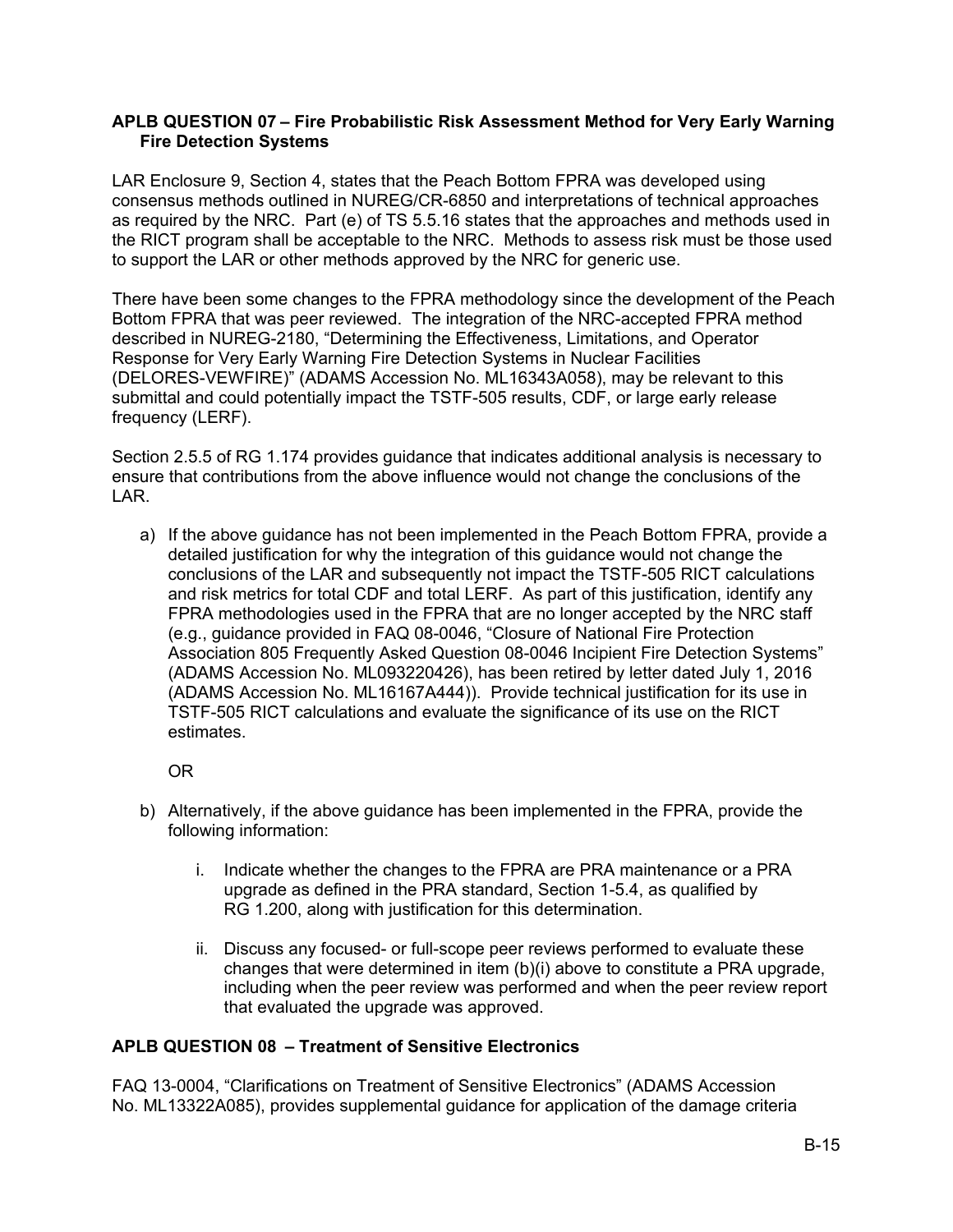**APLB QUESTION 07 – Fire Probabilistic Risk Assessment Method for Very Early Warning Fire Detection Systems**

LAR Enclosure 9, Section 4, states that the Peach Bottom FPRA was developed using consensus methods outlined in NUREG/CR-6850 and interpretations of technical approaches as required by the NRC. Part (e) of TS 5.5.16 states that the approaches and methods used in the RICT program shall be acceptable to the NRC. Methods to assess risk must be those used to support the LAR or other methods approved by the NRC for generic use.

There have been some changes to the FPRA methodology since the development of the Peach Bottom FPRA that was peer reviewed. The integration of the NRC-accepted FPRA method described in NUREG-2180, "Determining the Effectiveness, Limitations, and Operator Response for Very Early Warning Fire Detection Systems in Nuclear Facilities (DELORES-VEWFIRE)" (ADAMS Accession No. ML16343A058), may be relevant to this submittal and could potentially impact the TSTF-505 results, CDF, or large early release frequency (LERF).

Section 2.5.5 of RG 1.174 provides guidance that indicates additional analysis is necessary to ensure that contributions from the above influence would not change the conclusions of the LAR.

a) If the above guidance has not been implemented in the Peach Bottom FPRA, provide a detailed justification for why the integration of this guidance would not change the conclusions of the LAR and subsequently not impact the TSTF-505 RICT calculations and risk metrics for total CDF and total LERF. As part of this justification, identify any FPRA methodologies used in the FPRA that are no longer accepted by the NRC staff (e.g., guidance provided in FAQ 08-0046, "Closure of National Fire Protection Association 805 Frequently Asked Question 08-0046 Incipient Fire Detection Systems" (ADAMS Accession No. ML093220426), has been retired by letter dated July 1, 2016 (ADAMS Accession No. ML16167A444)). Provide technical justification for its use in TSTF-505 RICT calculations and evaluate the significance of its use on the RICT estimates.

   OR

b) Alternatively, if the above guidance has been implemented in the FPRA, provide the following information:

   i. Indicate whether the changes to the FPRA are PRA maintenance or a PRA upgrade as defined in the PRA standard, Section 1-5.4, as qualified by RG 1.200, along with justification for this determination.

   ii. Discuss any focused- or full-scope peer reviews performed to evaluate these changes that were determined in item (b)(i) above to constitute a PRA upgrade, including when the peer review was performed and when the peer review report that evaluated the upgrade was approved.

**APLB QUESTION 08 – Treatment of Sensitive Electronics**

FAQ 13-0004, "Clarifications on Treatment of Sensitive Electronics" (ADAMS Accession No. ML13322A085), provides supplemental guidance for application of the damage criteria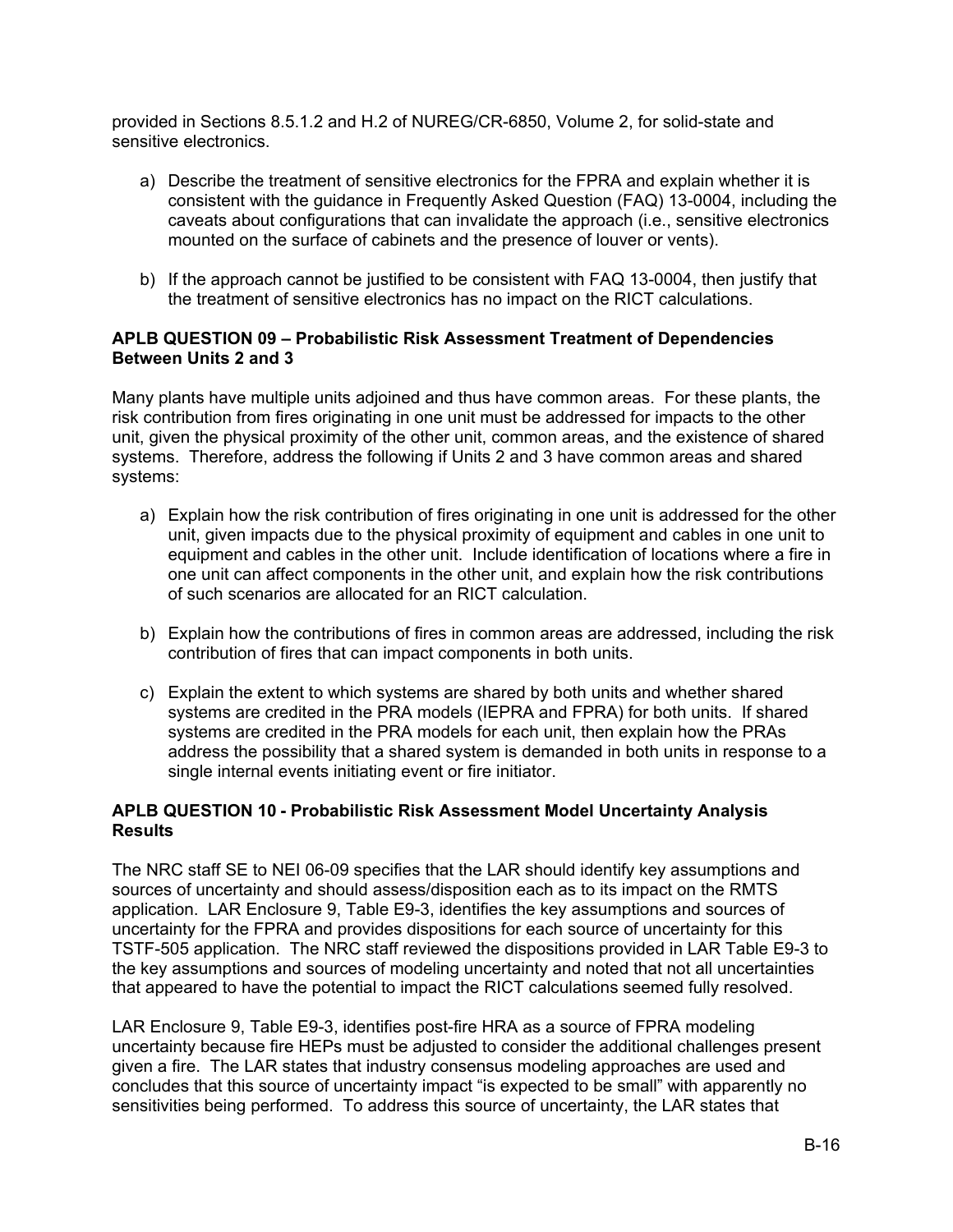provided in Sections 8.5.1.2 and H.2 of NUREG/CR-6850, Volume 2, for solid-state and sensitive electronics.

a) Describe the treatment of sensitive electronics for the FPRA and explain whether it is consistent with the guidance in Frequently Asked Question (FAQ) 13-0004, including the caveats about configurations that can invalidate the approach (i.e., sensitive electronics mounted on the surface of cabinets and the presence of louver or vents).

b) If the approach cannot be justified to be consistent with FAQ 13-0004, then justify that the treatment of sensitive electronics has no impact on the RICT calculations.

**APLB QUESTION 09 – Probabilistic Risk Assessment Treatment of Dependencies Between Units 2 and 3**

Many plants have multiple units adjoined and thus have common areas. For these plants, the risk contribution from fires originating in one unit must be addressed for impacts to the other unit, given the physical proximity of the other unit, common areas, and the existence of shared systems. Therefore, address the following if Units 2 and 3 have common areas and shared systems:

a) Explain how the risk contribution of fires originating in one unit is addressed for the other unit, given impacts due to the physical proximity of equipment and cables in one unit to equipment and cables in the other unit. Include identification of locations where a fire in one unit can affect components in the other unit, and explain how the risk contributions of such scenarios are allocated for an RICT calculation.

b) Explain how the contributions of fires in common areas are addressed, including the risk contribution of fires that can impact components in both units.

c) Explain the extent to which systems are shared by both units and whether shared systems are credited in the PRA models (IEPRA and FPRA) for both units. If shared systems are credited in the PRA models for each unit, then explain how the PRAs address the possibility that a shared system is demanded in both units in response to a single internal events initiating event or fire initiator.

**APLB QUESTION 10 - Probabilistic Risk Assessment Model Uncertainty Analysis Results**

The NRC staff SE to NEI 06-09 specifies that the LAR should identify key assumptions and sources of uncertainty and should assess/disposition each as to its impact on the RMTS application. LAR Enclosure 9, Table E9-3, identifies the key assumptions and sources of uncertainty for the FPRA and provides dispositions for each source of uncertainty for this TSTF-505 application. The NRC staff reviewed the dispositions provided in LAR Table E9-3 to the key assumptions and sources of modeling uncertainty and noted that not all uncertainties that appeared to have the potential to impact the RICT calculations seemed fully resolved.

LAR Enclosure 9, Table E9-3, identifies post-fire HRA as a source of FPRA modeling uncertainty because fire HEPs must be adjusted to consider the additional challenges present given a fire. The LAR states that industry consensus modeling approaches are used and concludes that this source of uncertainty impact "is expected to be small" with apparently no sensitivities being performed. To address this source of uncertainty, the LAR states that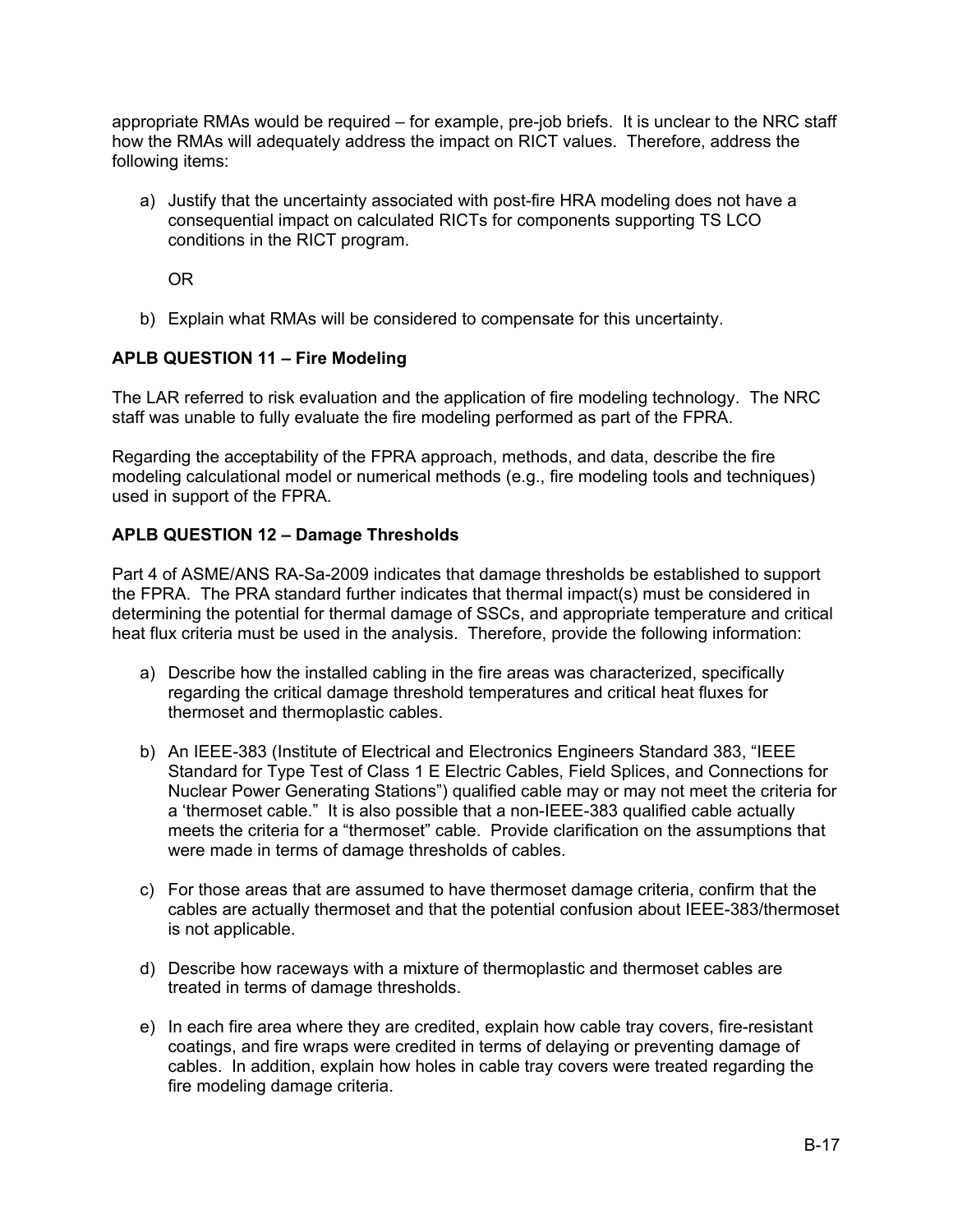appropriate RMAs would be required – for example, pre-job briefs. It is unclear to the NRC staff how the RMAs will adequately address the impact on RICT values. Therefore, address the following items:

a) Justify that the uncertainty associated with post-fire HRA modeling does not have a consequential impact on calculated RICTs for components supporting TS LCO conditions in the RICT program.

   OR

b) Explain what RMAs will be considered to compensate for this uncertainty.

**APLB QUESTION 11 – Fire Modeling**

The LAR referred to risk evaluation and the application of fire modeling technology. The NRC staff was unable to fully evaluate the fire modeling performed as part of the FPRA.

Regarding the acceptability of the FPRA approach, methods, and data, describe the fire modeling calculational model or numerical methods (e.g., fire modeling tools and techniques) used in support of the FPRA.

**APLB QUESTION 12 – Damage Thresholds**

Part 4 of ASME/ANS RA-Sa-2009 indicates that damage thresholds be established to support the FPRA. The PRA standard further indicates that thermal impact(s) must be considered in determining the potential for thermal damage of SSCs, and appropriate temperature and critical heat flux criteria must be used in the analysis. Therefore, provide the following information:

a) Describe how the installed cabling in the fire areas was characterized, specifically regarding the critical damage threshold temperatures and critical heat fluxes for thermoset and thermoplastic cables.

b) An IEEE-383 (Institute of Electrical and Electronics Engineers Standard 383, "IEEE Standard for Type Test of Class 1 E Electric Cables, Field Splices, and Connections for Nuclear Power Generating Stations") qualified cable may or may not meet the criteria for a 'thermoset cable." It is also possible that a non-IEEE-383 qualified cable actually meets the criteria for a "thermoset" cable. Provide clarification on the assumptions that were made in terms of damage thresholds of cables.

c) For those areas that are assumed to have thermoset damage criteria, confirm that the cables are actually thermoset and that the potential confusion about IEEE-383/thermoset is not applicable.

d) Describe how raceways with a mixture of thermoplastic and thermoset cables are treated in terms of damage thresholds.

e) In each fire area where they are credited, explain how cable tray covers, fire-resistant coatings, and fire wraps were credited in terms of delaying or preventing damage of cables. In addition, explain how holes in cable tray covers were treated regarding the fire modeling damage criteria.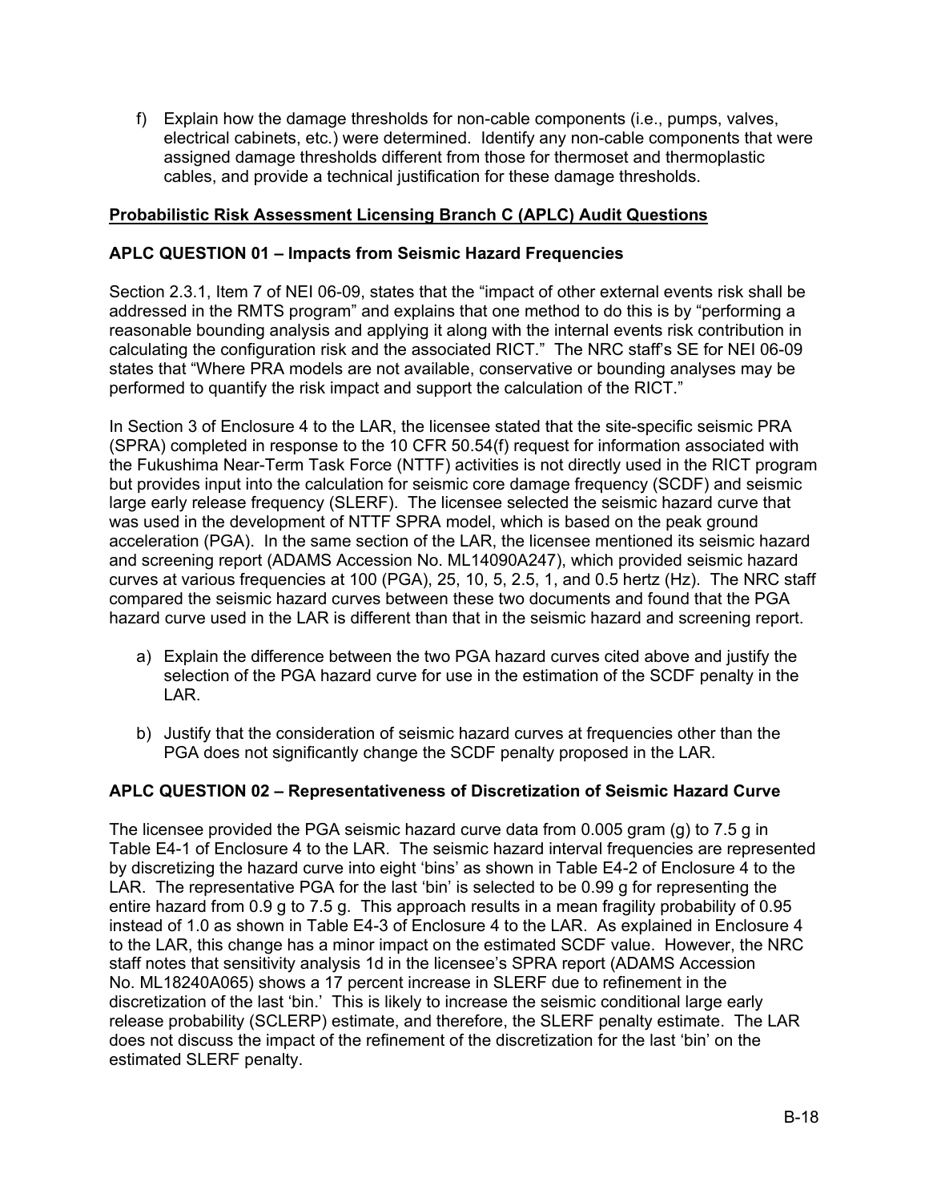f) Explain how the damage thresholds for non-cable components (i.e., pumps, valves, electrical cabinets, etc.) were determined. Identify any non-cable components that were assigned damage thresholds different from those for thermoset and thermoplastic cables, and provide a technical justification for these damage thresholds.

## Probabilistic Risk Assessment Licensing Branch C (APLC) Audit Questions

### APLC QUESTION 01 – Impacts from Seismic Hazard Frequencies

Section 2.3.1, Item 7 of NEI 06-09, states that the "impact of other external events risk shall be addressed in the RMTS program" and explains that one method to do this is by "performing a reasonable bounding analysis and applying it along with the internal events risk contribution in calculating the configuration risk and the associated RICT." The NRC staff's SE for NEI 06-09 states that "Where PRA models are not available, conservative or bounding analyses may be performed to quantify the risk impact and support the calculation of the RICT."

In Section 3 of Enclosure 4 to the LAR, the licensee stated that the site-specific seismic PRA (SPRA) completed in response to the 10 CFR 50.54(f) request for information associated with the Fukushima Near-Term Task Force (NTTF) activities is not directly used in the RICT program but provides input into the calculation for seismic core damage frequency (SCDF) and seismic large early release frequency (SLERF). The licensee selected the seismic hazard curve that was used in the development of NTTF SPRA model, which is based on the peak ground acceleration (PGA). In the same section of the LAR, the licensee mentioned its seismic hazard and screening report (ADAMS Accession No. ML14090A247), which provided seismic hazard curves at various frequencies at 100 (PGA), 25, 10, 5, 2.5, 1, and 0.5 hertz (Hz). The NRC staff compared the seismic hazard curves between these two documents and found that the PGA hazard curve used in the LAR is different than that in the seismic hazard and screening report.

a) Explain the difference between the two PGA hazard curves cited above and justify the selection of the PGA hazard curve for use in the estimation of the SCDF penalty in the LAR.

b) Justify that the consideration of seismic hazard curves at frequencies other than the PGA does not significantly change the SCDF penalty proposed in the LAR.

### APLC QUESTION 02 – Representativeness of Discretization of Seismic Hazard Curve

The licensee provided the PGA seismic hazard curve data from 0.005 gram (g) to 7.5 g in Table E4-1 of Enclosure 4 to the LAR. The seismic hazard interval frequencies are represented by discretizing the hazard curve into eight 'bins' as shown in Table E4-2 of Enclosure 4 to the LAR. The representative PGA for the last 'bin' is selected to be 0.99 g for representing the entire hazard from 0.9 g to 7.5 g. This approach results in a mean fragility probability of 0.95 instead of 1.0 as shown in Table E4-3 of Enclosure 4 to the LAR. As explained in Enclosure 4 to the LAR, this change has a minor impact on the estimated SCDF value. However, the NRC staff notes that sensitivity analysis 1d in the licensee's SPRA report (ADAMS Accession No. ML18240A065) shows a 17 percent increase in SLERF due to refinement in the discretization of the last 'bin.' This is likely to increase the seismic conditional large early release probability (SCLERP) estimate, and therefore, the SLERF penalty estimate. The LAR does not discuss the impact of the refinement of the discretization for the last 'bin' on the estimated SLERF penalty.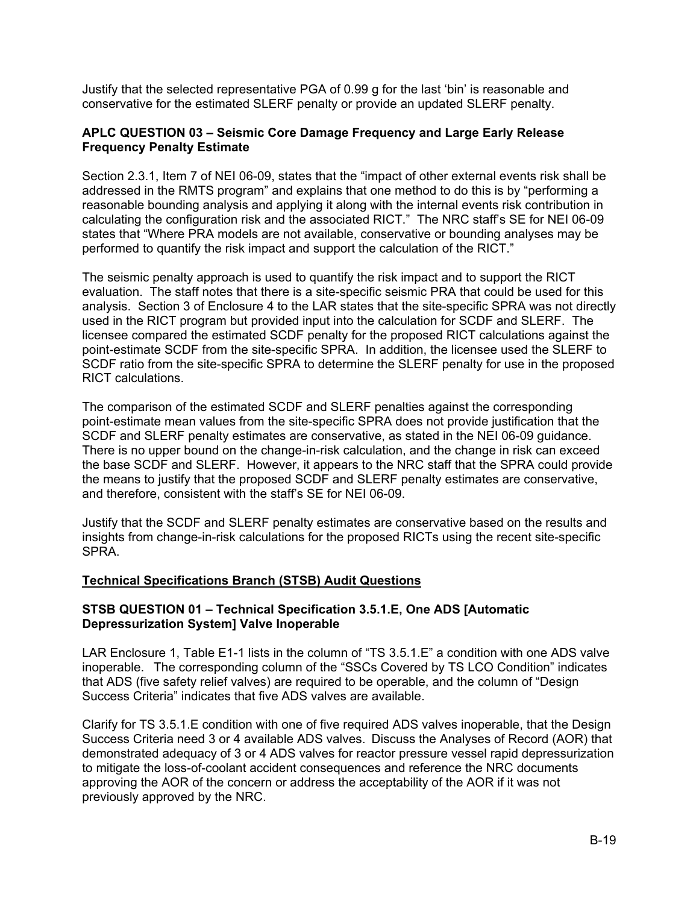Justify that the selected representative PGA of 0.99 g for the last 'bin' is reasonable and conservative for the estimated SLERF penalty or provide an updated SLERF penalty.

**APLC QUESTION 03 – Seismic Core Damage Frequency and Large Early Release Frequency Penalty Estimate**

Section 2.3.1, Item 7 of NEI 06-09, states that the "impact of other external events risk shall be addressed in the RMTS program" and explains that one method to do this is by "performing a reasonable bounding analysis and applying it along with the internal events risk contribution in calculating the configuration risk and the associated RICT." The NRC staff's SE for NEI 06-09 states that "Where PRA models are not available, conservative or bounding analyses may be performed to quantify the risk impact and support the calculation of the RICT."

The seismic penalty approach is used to quantify the risk impact and to support the RICT evaluation. The staff notes that there is a site-specific seismic PRA that could be used for this analysis. Section 3 of Enclosure 4 to the LAR states that the site-specific SPRA was not directly used in the RICT program but provided input into the calculation for SCDF and SLERF. The licensee compared the estimated SCDF penalty for the proposed RICT calculations against the point-estimate SCDF from the site-specific SPRA. In addition, the licensee used the SLERF to SCDF ratio from the site-specific SPRA to determine the SLERF penalty for use in the proposed RICT calculations.

The comparison of the estimated SCDF and SLERF penalties against the corresponding point-estimate mean values from the site-specific SPRA does not provide justification that the SCDF and SLERF penalty estimates are conservative, as stated in the NEI 06-09 guidance. There is no upper bound on the change-in-risk calculation, and the change in risk can exceed the base SCDF and SLERF. However, it appears to the NRC staff that the SPRA could provide the means to justify that the proposed SCDF and SLERF penalty estimates are conservative, and therefore, consistent with the staff's SE for NEI 06-09.

Justify that the SCDF and SLERF penalty estimates are conservative based on the results and insights from change-in-risk calculations for the proposed RICTs using the recent site-specific SPRA.

**Technical Specifications Branch (STSB) Audit Questions**

**STSB QUESTION 01 – Technical Specification 3.5.1.E, One ADS [Automatic Depressurization System] Valve Inoperable**

LAR Enclosure 1, Table E1-1 lists in the column of "TS 3.5.1.E" a condition with one ADS valve inoperable. The corresponding column of the "SSCs Covered by TS LCO Condition" indicates that ADS (five safety relief valves) are required to be operable, and the column of "Design Success Criteria" indicates that five ADS valves are available.

Clarify for TS 3.5.1.E condition with one of five required ADS valves inoperable, that the Design Success Criteria need 3 or 4 available ADS valves. Discuss the Analyses of Record (AOR) that demonstrated adequacy of 3 or 4 ADS valves for reactor pressure vessel rapid depressurization to mitigate the loss-of-coolant accident consequences and reference the NRC documents approving the AOR of the concern or address the acceptability of the AOR if it was not previously approved by the NRC.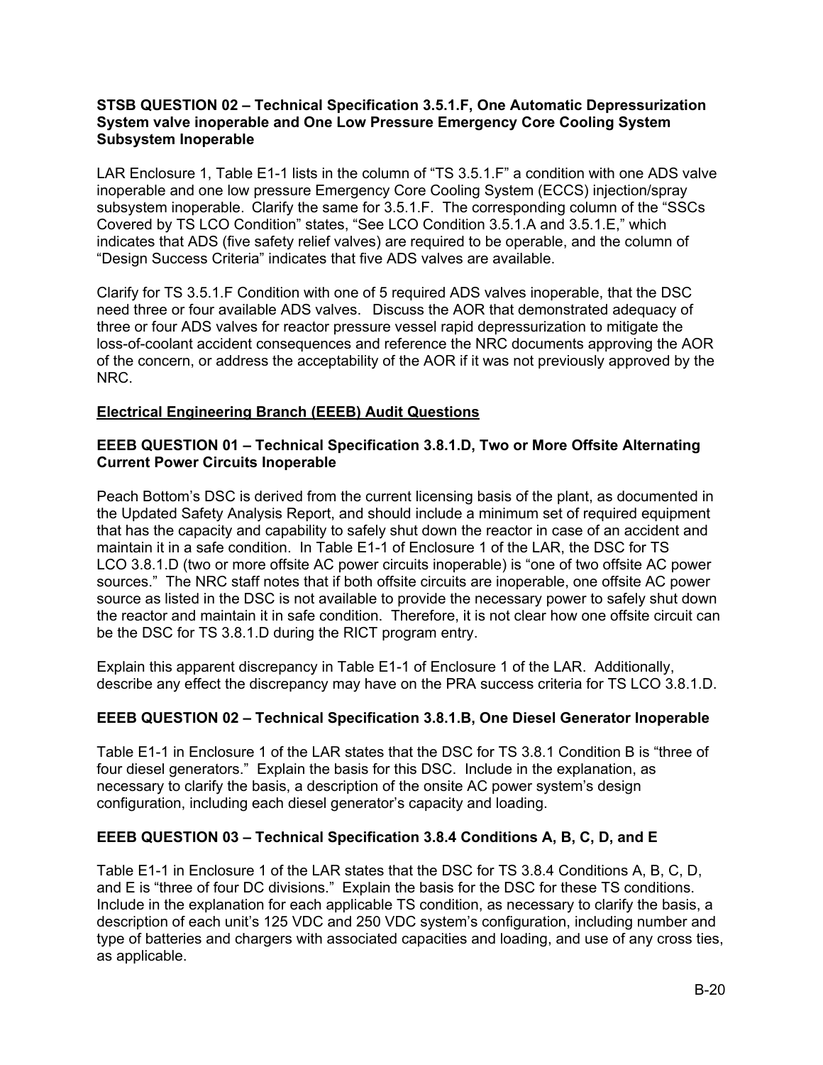**STSB QUESTION 02 – Technical Specification 3.5.1.F, One Automatic Depressurization System valve inoperable and One Low Pressure Emergency Core Cooling System Subsystem Inoperable**

LAR Enclosure 1, Table E1-1 lists in the column of "TS 3.5.1.F" a condition with one ADS valve inoperable and one low pressure Emergency Core Cooling System (ECCS) injection/spray subsystem inoperable. Clarify the same for 3.5.1.F. The corresponding column of the "SSCs Covered by TS LCO Condition" states, "See LCO Condition 3.5.1.A and 3.5.1.E," which indicates that ADS (five safety relief valves) are required to be operable, and the column of "Design Success Criteria" indicates that five ADS valves are available.

Clarify for TS 3.5.1.F Condition with one of 5 required ADS valves inoperable, that the DSC need three or four available ADS valves. Discuss the AOR that demonstrated adequacy of three or four ADS valves for reactor pressure vessel rapid depressurization to mitigate the loss-of-coolant accident consequences and reference the NRC documents approving the AOR of the concern, or address the acceptability of the AOR if it was not previously approved by the NRC.

**Electrical Engineering Branch (EEEB) Audit Questions**

**EEEB QUESTION 01 – Technical Specification 3.8.1.D, Two or More Offsite Alternating Current Power Circuits Inoperable**

Peach Bottom's DSC is derived from the current licensing basis of the plant, as documented in the Updated Safety Analysis Report, and should include a minimum set of required equipment that has the capacity and capability to safely shut down the reactor in case of an accident and maintain it in a safe condition. In Table E1-1 of Enclosure 1 of the LAR, the DSC for TS LCO 3.8.1.D (two or more offsite AC power circuits inoperable) is "one of two offsite AC power sources." The NRC staff notes that if both offsite circuits are inoperable, one offsite AC power source as listed in the DSC is not available to provide the necessary power to safely shut down the reactor and maintain it in safe condition. Therefore, it is not clear how one offsite circuit can be the DSC for TS 3.8.1.D during the RICT program entry.

Explain this apparent discrepancy in Table E1-1 of Enclosure 1 of the LAR. Additionally, describe any effect the discrepancy may have on the PRA success criteria for TS LCO 3.8.1.D.

**EEEB QUESTION 02 – Technical Specification 3.8.1.B, One Diesel Generator Inoperable**

Table E1-1 in Enclosure 1 of the LAR states that the DSC for TS 3.8.1 Condition B is "three of four diesel generators." Explain the basis for this DSC. Include in the explanation, as necessary to clarify the basis, a description of the onsite AC power system's design configuration, including each diesel generator's capacity and loading.

**EEEB QUESTION 03 – Technical Specification 3.8.4 Conditions A, B, C, D, and E**

Table E1-1 in Enclosure 1 of the LAR states that the DSC for TS 3.8.4 Conditions A, B, C, D, and E is "three of four DC divisions." Explain the basis for the DSC for these TS conditions. Include in the explanation for each applicable TS condition, as necessary to clarify the basis, a description of each unit's 125 VDC and 250 VDC system's configuration, including number and type of batteries and chargers with associated capacities and loading, and use of any cross ties, as applicable.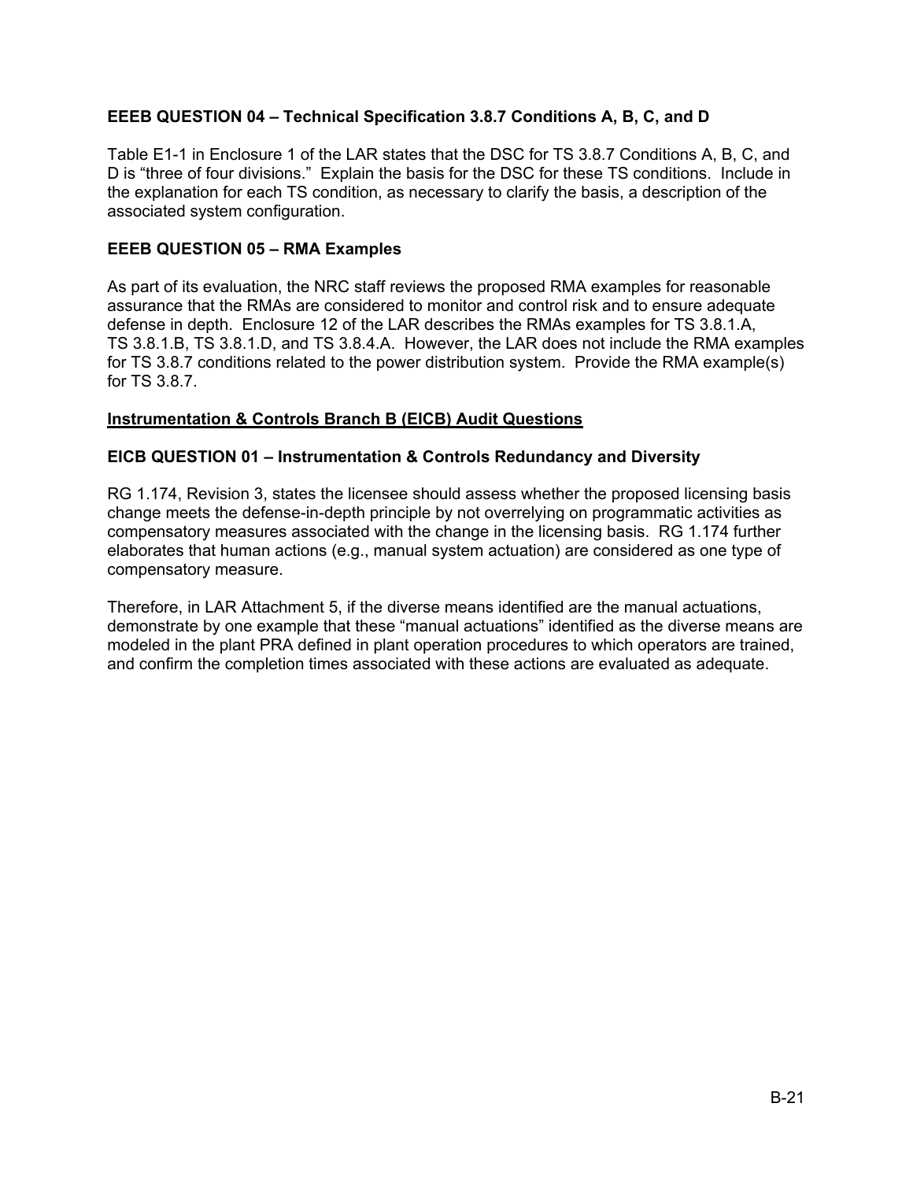**EEEB QUESTION 04 – Technical Specification 3.8.7 Conditions A, B, C, and D**

Table E1-1 in Enclosure 1 of the LAR states that the DSC for TS 3.8.7 Conditions A, B, C, and D is "three of four divisions." Explain the basis for the DSC for these TS conditions. Include in the explanation for each TS condition, as necessary to clarify the basis, a description of the associated system configuration.

**EEEB QUESTION 05 – RMA Examples**

As part of its evaluation, the NRC staff reviews the proposed RMA examples for reasonable assurance that the RMAs are considered to monitor and control risk and to ensure adequate defense in depth. Enclosure 12 of the LAR describes the RMAs examples for TS 3.8.1.A, TS 3.8.1.B, TS 3.8.1.D, and TS 3.8.4.A. However, the LAR does not include the RMA examples for TS 3.8.7 conditions related to the power distribution system. Provide the RMA example(s) for TS 3.8.7.

**Instrumentation & Controls Branch B (EICB) Audit Questions**

**EICB QUESTION 01 – Instrumentation & Controls Redundancy and Diversity**

RG 1.174, Revision 3, states the licensee should assess whether the proposed licensing basis change meets the defense-in-depth principle by not overrelying on programmatic activities as compensatory measures associated with the change in the licensing basis. RG 1.174 further elaborates that human actions (e.g., manual system actuation) are considered as one type of compensatory measure.

Therefore, in LAR Attachment 5, if the diverse means identified are the manual actuations, demonstrate by one example that these "manual actuations" identified as the diverse means are modeled in the plant PRA defined in plant operation procedures to which operators are trained, and confirm the completion times associated with these actions are evaluated as adequate.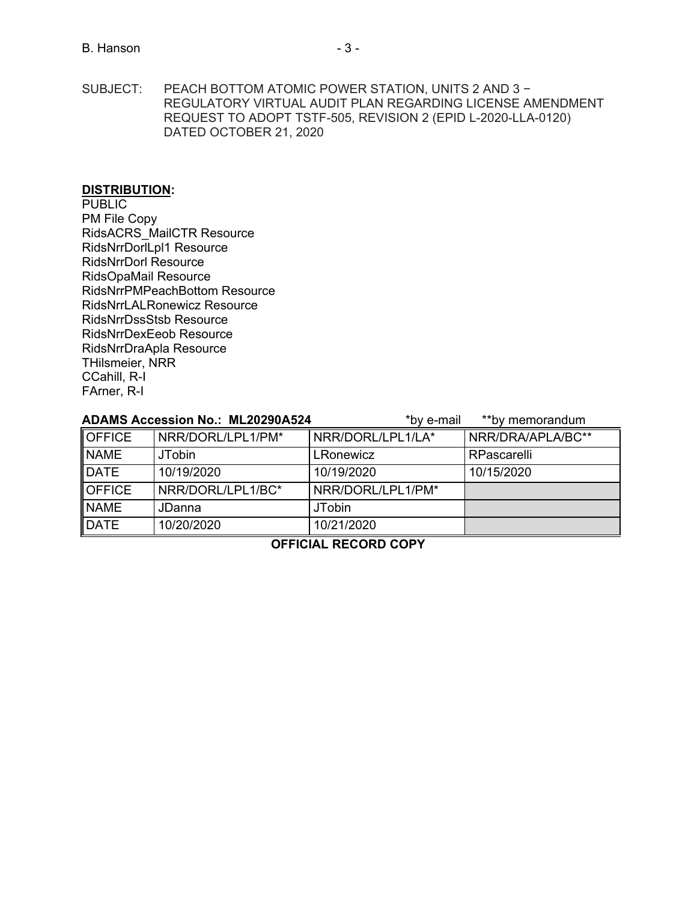SUBJECT: PEACH BOTTOM ATOMIC POWER STATION, UNITS 2 AND 3 − REGULATORY VIRTUAL AUDIT PLAN REGARDING LICENSE AMENDMENT REQUEST TO ADOPT TSTF-505, REVISION 2 (EPID L-2020-LLA-0120) DATED OCTOBER 21, 2020

**DISTRIBUTION:**

PUBLIC
PM File Copy
RidsACRS_MailCTR Resource
RidsNrrDorlLpl1 Resource
RidsNrrDorl Resource
RidsOpaMail Resource
RidsNrrPMPeachBottom Resource
RidsNrrLALRonewicz Resource
RidsNrrDssStsb Resource
RidsNrrDexEeob Resource
RidsNrrDraApla Resource
THilsmeier, NRR
CCahill, R-I
FArner, R-I

**ADAMS Accession No.: ML20290A524** *by e-mail **by memorandum

| | | | |
|---|---|---|---|
| OFFICE | NRR/DORL/LPL1/PM* | NRR/DORL/LPL1/LA* | NRR/DRA/APLA/BC** |
| NAME | JTobin | LRonewicz | RPascarelli |
| DATE | 10/19/2020 | 10/19/2020 | 10/15/2020 |
| OFFICE | NRR/DORL/LPL1/BC* | NRR/DORL/LPL1/PM* | |
| NAME | JDanna | JTobin | |
| DATE | 10/20/2020 | 10/21/2020 | |

**OFFICIAL RECORD COPY**